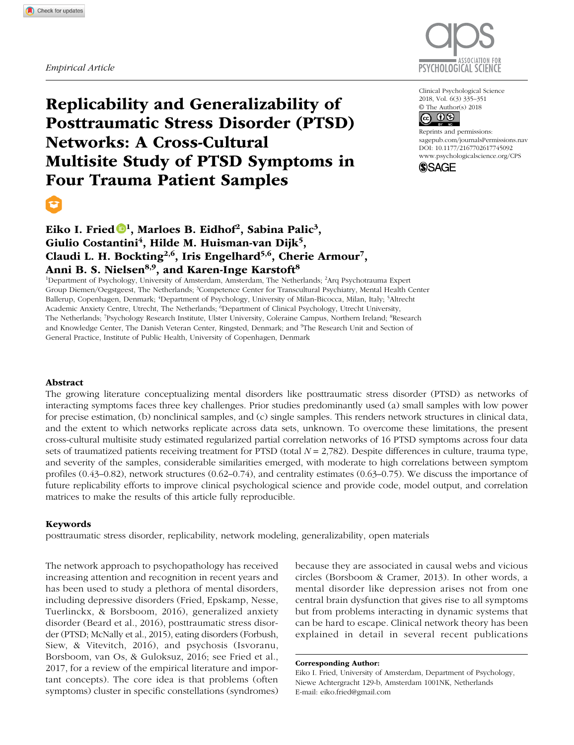*Empirical Article*

# Replicability and Generalizability of Posttraumatic Stress Disorder (PTSD) Networks: A Cross-Cultural Multisite Study of PTSD Symptoms in Four Trauma Patient Samples

Clinical Psychological Science
2018, Vol. 6(3) 335–351
© The Author(s) 2018
Reprints and permissions: sagepub.com/journalsPermissions.nav
DOI: 10.1177/2167702617745092
www.psychologicalscience.org/CPS

**Eiko I. Fried[1], Marloes B. Eidhof[2], Sabina Palic[3], Giulio Costantini[4], Hilde M. Huisman-van Dijk[5], Claudi L. H. Bockting[2,6], Iris Engelhard[5,6], Cherie Armour[7], Anni B. S. Nielsen[8,9], and Karen-Inge Karstoft[8]**

[1]Department of Psychology, University of Amsterdam, Amsterdam, The Netherlands; [2]Arq Psychotrauma Expert Group Diemen/Oegstgeest, The Netherlands; [3]Competence Center for Transcultural Psychiatry, Mental Health Center Ballerup, Copenhagen, Denmark; [4]Department of Psychology, University of Milan-Bicocca, Milan, Italy; [5]Altrecht Academic Anxiety Centre, Utrecht, The Netherlands; [6]Department of Clinical Psychology, Utrecht University, The Netherlands; [7]Psychology Research Institute, Ulster University, Coleraine Campus, Northern Ireland; [8]Research and Knowledge Center, The Danish Veteran Center, Ringsted, Denmark; and [9]The Research Unit and Section of General Practice, Institute of Public Health, University of Copenhagen, Denmark

## Abstract

The growing literature conceptualizing mental disorders like posttraumatic stress disorder (PTSD) as networks of interacting symptoms faces three key challenges. Prior studies predominantly used (a) small samples with low power for precise estimation, (b) nonclinical samples, and (c) single samples. This renders network structures in clinical data, and the extent to which networks replicate across data sets, unknown. To overcome these limitations, the present cross-cultural multisite study estimated regularized partial correlation networks of 16 PTSD symptoms across four data sets of traumatized patients receiving treatment for PTSD (total $N = 2,782$). Despite differences in culture, trauma type, and severity of the samples, considerable similarities emerged, with moderate to high correlations between symptom profiles (0.43–0.82), network structures (0.62–0.74), and centrality estimates (0.63–0.75). We discuss the importance of future replicability efforts to improve clinical psychological science and provide code, model output, and correlation matrices to make the results of this article fully reproducible.

### Keywords

posttraumatic stress disorder, replicability, generalizability, network modeling, open materials

The network approach to psychopathology has received increasing attention and recognition in recent years and has been used to study a plethora of mental disorders, including depressive disorders (Fried, Epskamp, Nesse, Tuerlinckx, & Borsboom, 2016), generalized anxiety disorder (Beard et al., 2016), posttraumatic stress disorder (PTSD; McNally et al., 2015), eating disorders (Forbush, Siew, & Vitevitch, 2016), and psychosis (Isvoranu, Borsboom, van Os, & Guloksuz, 2016; see Fried et al., 2017, for a review of the empirical literature and important concepts). The core idea is that problems (often symptoms) cluster in specific constellations (syndromes) because they are associated in causal webs and vicious circles (Borsboom & Cramer, 2013). In other words, a mental disorder like depression arises not from one central brain dysfunction that gives rise to all symptoms but from problems interacting in dynamic systems that can be hard to escape. Clinical network theory has been explained in detail in several recent publications

**Corresponding Author:**
Eiko I. Fried, University of Amsterdam, Department of Psychology, Niewe Achtergracht 129-b, Amsterdam 1001NK, Netherlands
E-mail: eiko.fried@gmail.com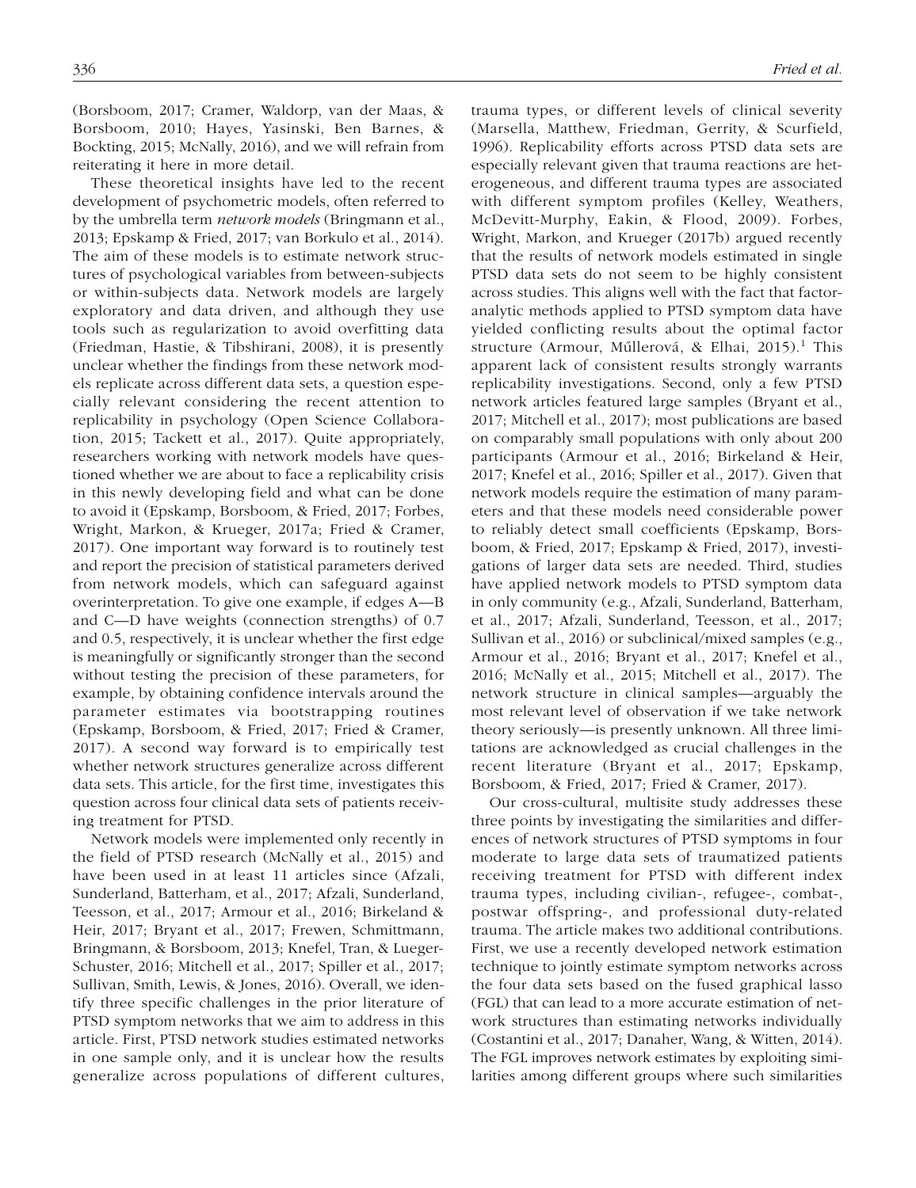(Borsboom, 2017; Cramer, Waldorp, van der Maas, & Borsboom, 2010; Hayes, Yasinski, Ben Barnes, & Bockting, 2015; McNally, 2016), and we will refrain from reiterating it here in more detail.

These theoretical insights have led to the recent development of psychometric models, often referred to by the umbrella term *network models* (Bringmann et al., 2013; Epskamp & Fried, 2017; van Borkulo et al., 2014). The aim of these models is to estimate network structures of psychological variables from between-subjects or within-subjects data. Network models are largely exploratory and data driven, and although they use tools such as regularization to avoid overfitting data (Friedman, Hastie, & Tibshirani, 2008), it is presently unclear whether the findings from these network models replicate across different data sets, a question especially relevant considering the recent attention to replicability in psychology (Open Science Collaboration, 2015; Tackett et al., 2017). Quite appropriately, researchers working with network models have questioned whether we are about to face a replicability crisis in this newly developing field and what can be done to avoid it (Epskamp, Borsboom, & Fried, 2017; Forbes, Wright, Markon, & Krueger, 2017a; Fried & Cramer, 2017). One important way forward is to routinely test and report the precision of statistical parameters derived from network models, which can safeguard against overinterpretation. To give one example, if edges A—B and C—D have weights (connection strengths) of 0.7 and 0.5, respectively, it is unclear whether the first edge is meaningfully or significantly stronger than the second without testing the precision of these parameters, for example, by obtaining confidence intervals around the parameter estimates via bootstrapping routines (Epskamp, Borsboom, & Fried, 2017; Fried & Cramer, 2017). A second way forward is to empirically test whether network structures generalize across different data sets. This article, for the first time, investigates this question across four clinical data sets of patients receiving treatment for PTSD.

Network models were implemented only recently in the field of PTSD research (McNally et al., 2015) and have been used in at least 11 articles since (Afzali, Sunderland, Batterham, et al., 2017; Afzali, Sunderland, Teesson, et al., 2017; Armour et al., 2016; Birkeland & Heir, 2017; Bryant et al., 2017; Frewen, Schmittmann, Bringmann, & Borsboom, 2013; Knefel, Tran, & Lueger-Schuster, 2016; Mitchell et al., 2017; Spiller et al., 2017; Sullivan, Smith, Lewis, & Jones, 2016). Overall, we identify three specific challenges in the prior literature of PTSD symptom networks that we aim to address in this article. First, PTSD network studies estimated networks in one sample only, and it is unclear how the results generalize across populations of different cultures, trauma types, or different levels of clinical severity (Marsella, Matthew, Friedman, Gerrity, & Scurfield, 1996). Replicability efforts across PTSD data sets are especially relevant given that trauma reactions are heterogeneous, and different trauma types are associated with different symptom profiles (Kelley, Weathers, McDevitt-Murphy, Eakin, & Flood, 2009). Forbes, Wright, Markon, and Krueger (2017b) argued recently that the results of network models estimated in single PTSD data sets do not seem to be highly consistent across studies. This aligns well with the fact that factor-analytic methods applied to PTSD symptom data have yielded conflicting results about the optimal factor structure (Armour, Műllerová, & Elhai, 2015).[1] This apparent lack of consistent results strongly warrants replicability investigations. Second, only a few PTSD network articles featured large samples (Bryant et al., 2017; Mitchell et al., 2017); most publications are based on comparably small populations with only about 200 participants (Armour et al., 2016; Birkeland & Heir, 2017; Knefel et al., 2016; Spiller et al., 2017). Given that network models require the estimation of many parameters and that these models need considerable power to reliably detect small coefficients (Epskamp, Borsboom, & Fried, 2017; Epskamp & Fried, 2017), investigations of larger data sets are needed. Third, studies have applied network models to PTSD symptom data in only community (e.g., Afzali, Sunderland, Batterham, et al., 2017; Afzali, Sunderland, Teesson, et al., 2017; Sullivan et al., 2016) or subclinical/mixed samples (e.g., Armour et al., 2016; Bryant et al., 2017; Knefel et al., 2016; McNally et al., 2015; Mitchell et al., 2017). The network structure in clinical samples—arguably the most relevant level of observation if we take network theory seriously—is presently unknown. All three limitations are acknowledged as crucial challenges in the recent literature (Bryant et al., 2017; Epskamp, Borsboom, & Fried, 2017; Fried & Cramer, 2017).

Our cross-cultural, multisite study addresses these three points by investigating the similarities and differences of network structures of PTSD symptoms in four moderate to large data sets of traumatized patients receiving treatment for PTSD with different index trauma types, including civilian-, refugee-, combat-, postwar offspring-, and professional duty-related trauma. The article makes two additional contributions. First, we use a recently developed network estimation technique to jointly estimate symptom networks across the four data sets based on the fused graphical lasso (FGL) that can lead to a more accurate estimation of network structures than estimating networks individually (Costantini et al., 2017; Danaher, Wang, & Witten, 2014). The FGL improves network estimates by exploiting similarities among different groups where such similarities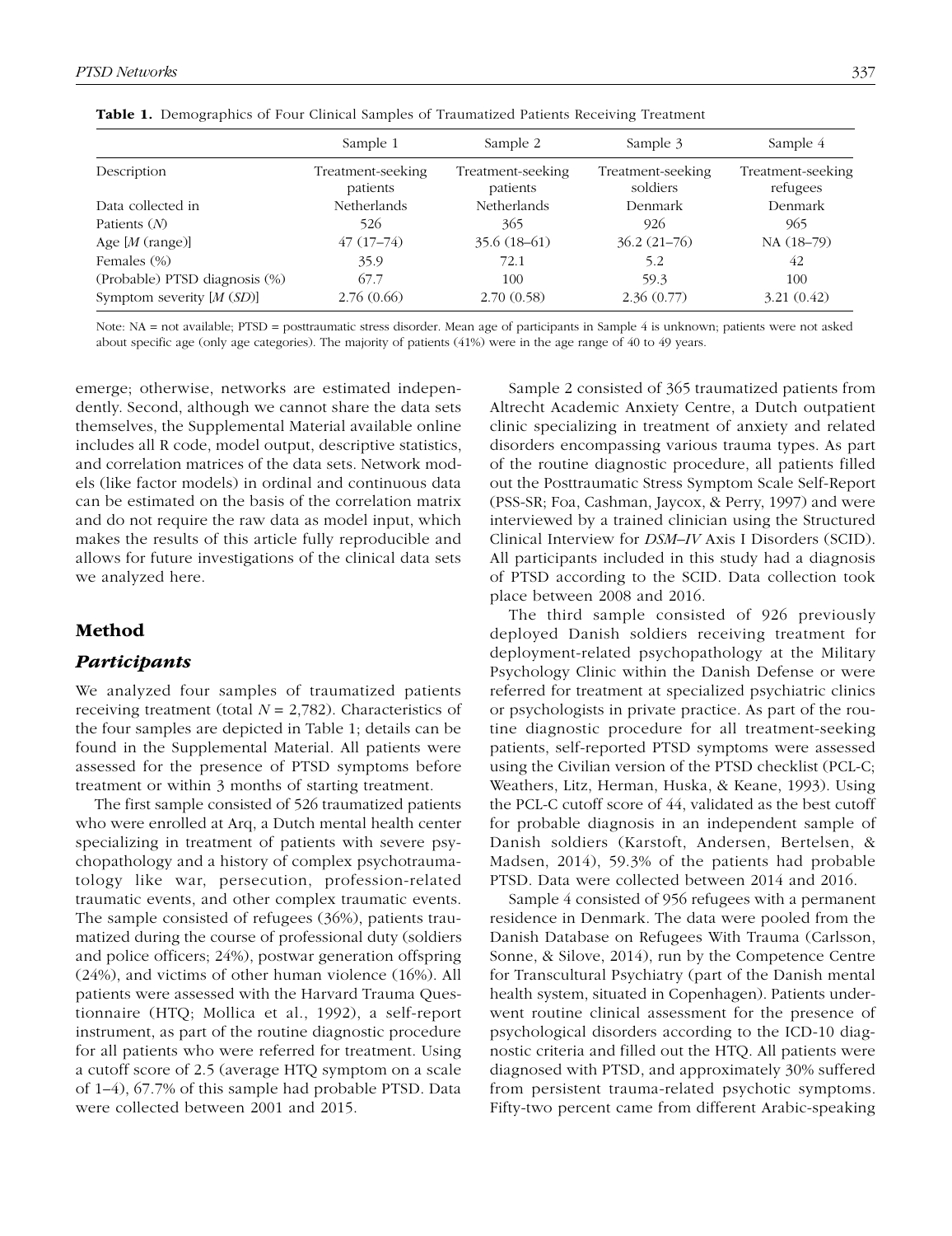**Table 1.** Demographics of Four Clinical Samples of Traumatized Patients Receiving Treatment

| | Sample 1 | Sample 2 | Sample 3 | Sample 4 |
|---|---|---|---|---|
| Description | Treatment-seeking patients | Treatment-seeking patients | Treatment-seeking soldiers | Treatment-seeking refugees |
| Data collected in | Netherlands | Netherlands | Denmark | Denmark |
| Patients (*N*) | 526 | 365 | 926 | 965 |
| Age [*M* (range)] | 47 (17–74) | 35.6 (18–61) | 36.2 (21–76) | NA (18–79) |
| Females (%) | 35.9 | 72.1 | 5.2 | 42 |
| (Probable) PTSD diagnosis (%) | 67.7 | 100 | 59.3 | 100 |
| Symptom severity [*M* (*SD*)] | 2.76 (0.66) | 2.70 (0.58) | 2.36 (0.77) | 3.21 (0.42) |

Note: NA = not available; PTSD = posttraumatic stress disorder. Mean age of participants in Sample 4 is unknown; patients were not asked about specific age (only age categories). The majority of patients (41%) were in the age range of 40 to 49 years.

emerge; otherwise, networks are estimated independently. Second, although we cannot share the data sets themselves, the Supplemental Material available online includes all R code, model output, descriptive statistics, and correlation matrices of the data sets. Network models (like factor models) in ordinal and continuous data can be estimated on the basis of the correlation matrix and do not require the raw data as model input, which makes the results of this article fully reproducible and allows for future investigations of the clinical data sets we analyzed here.

## Method

### Participants

We analyzed four samples of traumatized patients receiving treatment (total $N = 2{,}782$). Characteristics of the four samples are depicted in Table 1; details can be found in the Supplemental Material. All patients were assessed for the presence of PTSD symptoms before treatment or within 3 months of starting treatment.

The first sample consisted of 526 traumatized patients who were enrolled at Arq, a Dutch mental health center specializing in treatment of patients with severe psychopathology and a history of complex psychotraumatology like war, persecution, profession-related traumatic events, and other complex traumatic events. The sample consisted of refugees (36%), patients traumatized during the course of professional duty (soldiers and police officers; 24%), postwar generation offspring (24%), and victims of other human violence (16%). All patients were assessed with the Harvard Trauma Questionnaire (HTQ; Mollica et al., 1992), a self-report instrument, as part of the routine diagnostic procedure for all patients who were referred for treatment. Using a cutoff score of 2.5 (average HTQ symptom on a scale of 1–4), 67.7% of this sample had probable PTSD. Data were collected between 2001 and 2015.

Sample 2 consisted of 365 traumatized patients from Altrecht Academic Anxiety Centre, a Dutch outpatient clinic specializing in treatment of anxiety and related disorders encompassing various trauma types. As part of the routine diagnostic procedure, all patients filled out the Posttraumatic Stress Symptom Scale Self-Report (PSS-SR; Foa, Cashman, Jaycox, & Perry, 1997) and were interviewed by a trained clinician using the Structured Clinical Interview for *DSM–IV* Axis I Disorders (SCID). All participants included in this study had a diagnosis of PTSD according to the SCID. Data collection took place between 2008 and 2016.

The third sample consisted of 926 previously deployed Danish soldiers receiving treatment for deployment-related psychopathology at the Military Psychology Clinic within the Danish Defense or were referred for treatment at specialized psychiatric clinics or psychologists in private practice. As part of the routine diagnostic procedure for all treatment-seeking patients, self-reported PTSD symptoms were assessed using the Civilian version of the PTSD checklist (PCL-C; Weathers, Litz, Herman, Huska, & Keane, 1993). Using the PCL-C cutoff score of 44, validated as the best cutoff for probable diagnosis in an independent sample of Danish soldiers (Karstoft, Andersen, Bertelsen, & Madsen, 2014), 59.3% of the patients had probable PTSD. Data were collected between 2014 and 2016.

Sample 4 consisted of 956 refugees with a permanent residence in Denmark. The data were pooled from the Danish Database on Refugees With Trauma (Carlsson, Sonne, & Silove, 2014), run by the Competence Centre for Transcultural Psychiatry (part of the Danish mental health system, situated in Copenhagen). Patients underwent routine clinical assessment for the presence of psychological disorders according to the ICD-10 diagnostic criteria and filled out the HTQ. All patients were diagnosed with PTSD, and approximately 30% suffered from persistent trauma-related psychotic symptoms. Fifty-two percent came from different Arabic-speaking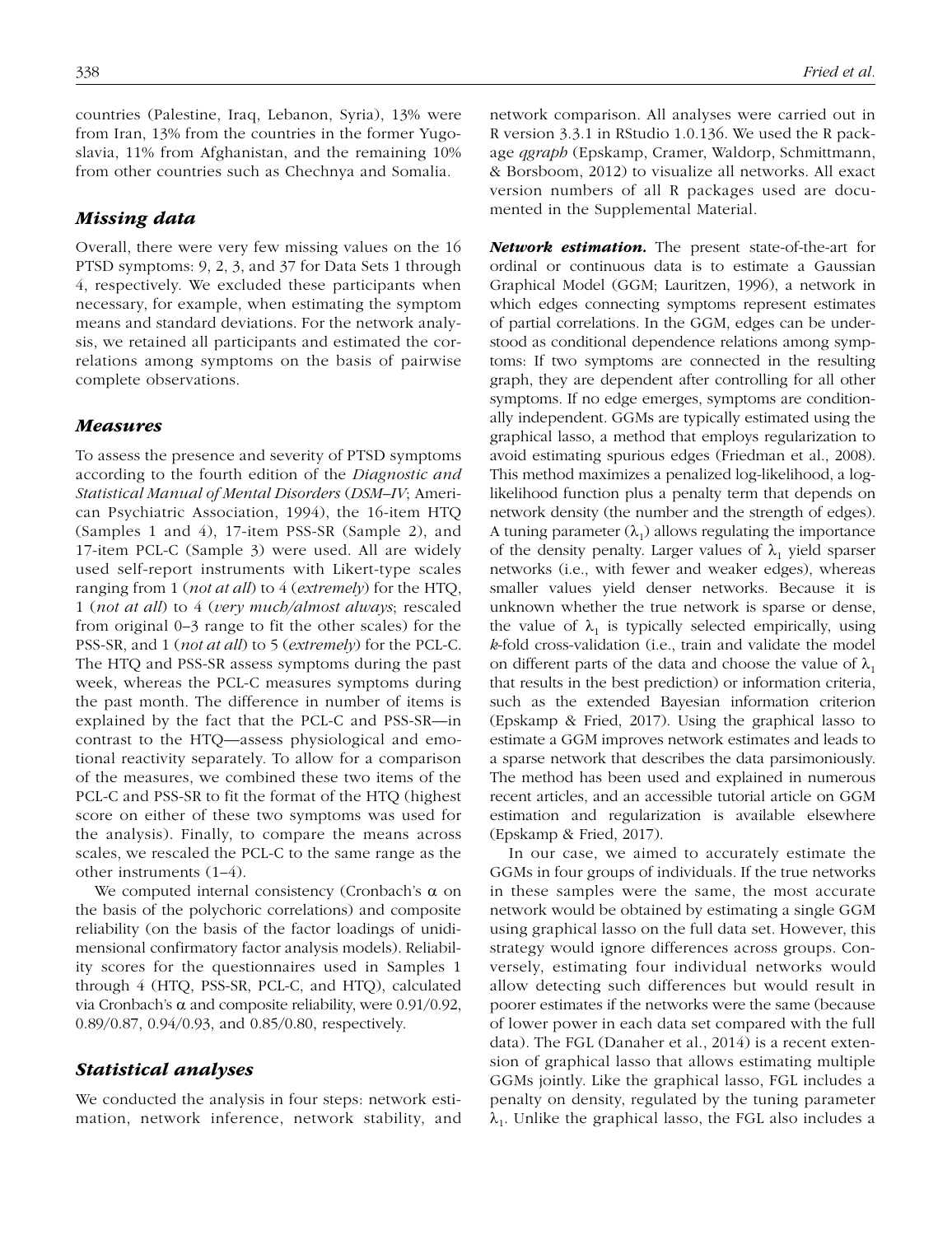countries (Palestine, Iraq, Lebanon, Syria), 13% were from Iran, 13% from the countries in the former Yugoslavia, 11% from Afghanistan, and the remaining 10% from other countries such as Chechnya and Somalia.

## Missing data

Overall, there were very few missing values on the 16 PTSD symptoms: 9, 2, 3, and 37 for Data Sets 1 through 4, respectively. We excluded these participants when necessary, for example, when estimating the symptom means and standard deviations. For the network analysis, we retained all participants and estimated the correlations among symptoms on the basis of pairwise complete observations.

## Measures

To assess the presence and severity of PTSD symptoms according to the fourth edition of the *Diagnostic and Statistical Manual of Mental Disorders* (*DSM–IV*; American Psychiatric Association, 1994), the 16-item HTQ (Samples 1 and 4), 17-item PSS-SR (Sample 2), and 17-item PCL-C (Sample 3) were used. All are widely used self-report instruments with Likert-type scales ranging from 1 (*not at all*) to 4 (*extremely*) for the HTQ, 1 (*not at all*) to 4 (*very much/almost always*; rescaled from original 0–3 range to fit the other scales) for the PSS-SR, and 1 (*not at all*) to 5 (*extremely*) for the PCL-C. The HTQ and PSS-SR assess symptoms during the past week, whereas the PCL-C measures symptoms during the past month. The difference in number of items is explained by the fact that the PCL-C and PSS-SR—in contrast to the HTQ—assess physiological and emotional reactivity separately. To allow for a comparison of the measures, we combined these two items of the PCL-C and PSS-SR to fit the format of the HTQ (highest score on either of these two symptoms was used for the analysis). Finally, to compare the means across scales, we rescaled the PCL-C to the same range as the other instruments (1–4).

We computed internal consistency (Cronbach's $\alpha$ on the basis of the polychoric correlations) and composite reliability (on the basis of the factor loadings of unidimensional confirmatory factor analysis models). Reliability scores for the questionnaires used in Samples 1 through 4 (HTQ, PSS-SR, PCL-C, and HTQ), calculated via Cronbach's $\alpha$ and composite reliability, were 0.91/0.92, 0.89/0.87, 0.94/0.93, and 0.85/0.80, respectively.

## Statistical analyses

We conducted the analysis in four steps: network estimation, network inference, network stability, and network comparison. All analyses were carried out in R version 3.3.1 in RStudio 1.0.136. We used the R package *qgraph* (Epskamp, Cramer, Waldorp, Schmittmann, & Borsboom, 2012) to visualize all networks. All exact version numbers of all R packages used are documented in the Supplemental Material.

***Network estimation.*** The present state-of-the-art for ordinal or continuous data is to estimate a Gaussian Graphical Model (GGM; Lauritzen, 1996), a network in which edges connecting symptoms represent estimates of partial correlations. In the GGM, edges can be understood as conditional dependence relations among symptoms: If two symptoms are connected in the resulting graph, they are dependent after controlling for all other symptoms. If no edge emerges, symptoms are conditionally independent. GGMs are typically estimated using the graphical lasso, a method that employs regularization to avoid estimating spurious edges (Friedman et al., 2008). This method maximizes a penalized log-likelihood, a log-likelihood function plus a penalty term that depends on network density (the number and the strength of edges). A tuning parameter ($\lambda_1$) allows regulating the importance of the density penalty. Larger values of $\lambda_1$ yield sparser networks (i.e., with fewer and weaker edges), whereas smaller values yield denser networks. Because it is unknown whether the true network is sparse or dense, the value of $\lambda_1$ is typically selected empirically, using *k*-fold cross-validation (i.e., train and validate the model on different parts of the data and choose the value of $\lambda_1$ that results in the best prediction) or information criteria, such as the extended Bayesian information criterion (Epskamp & Fried, 2017). Using the graphical lasso to estimate a GGM improves network estimates and leads to a sparse network that describes the data parsimoniously. The method has been used and explained in numerous recent articles, and an accessible tutorial article on GGM estimation and regularization is available elsewhere (Epskamp & Fried, 2017).

In our case, we aimed to accurately estimate the GGMs in four groups of individuals. If the true networks in these samples were the same, the most accurate network would be obtained by estimating a single GGM using graphical lasso on the full data set. However, this strategy would ignore differences across groups. Conversely, estimating four individual networks would allow detecting such differences but would result in poorer estimates if the networks were the same (because of lower power in each data set compared with the full data). The FGL (Danaher et al., 2014) is a recent extension of graphical lasso that allows estimating multiple GGMs jointly. Like the graphical lasso, FGL includes a penalty on density, regulated by the tuning parameter $\lambda_1$. Unlike the graphical lasso, the FGL also includes a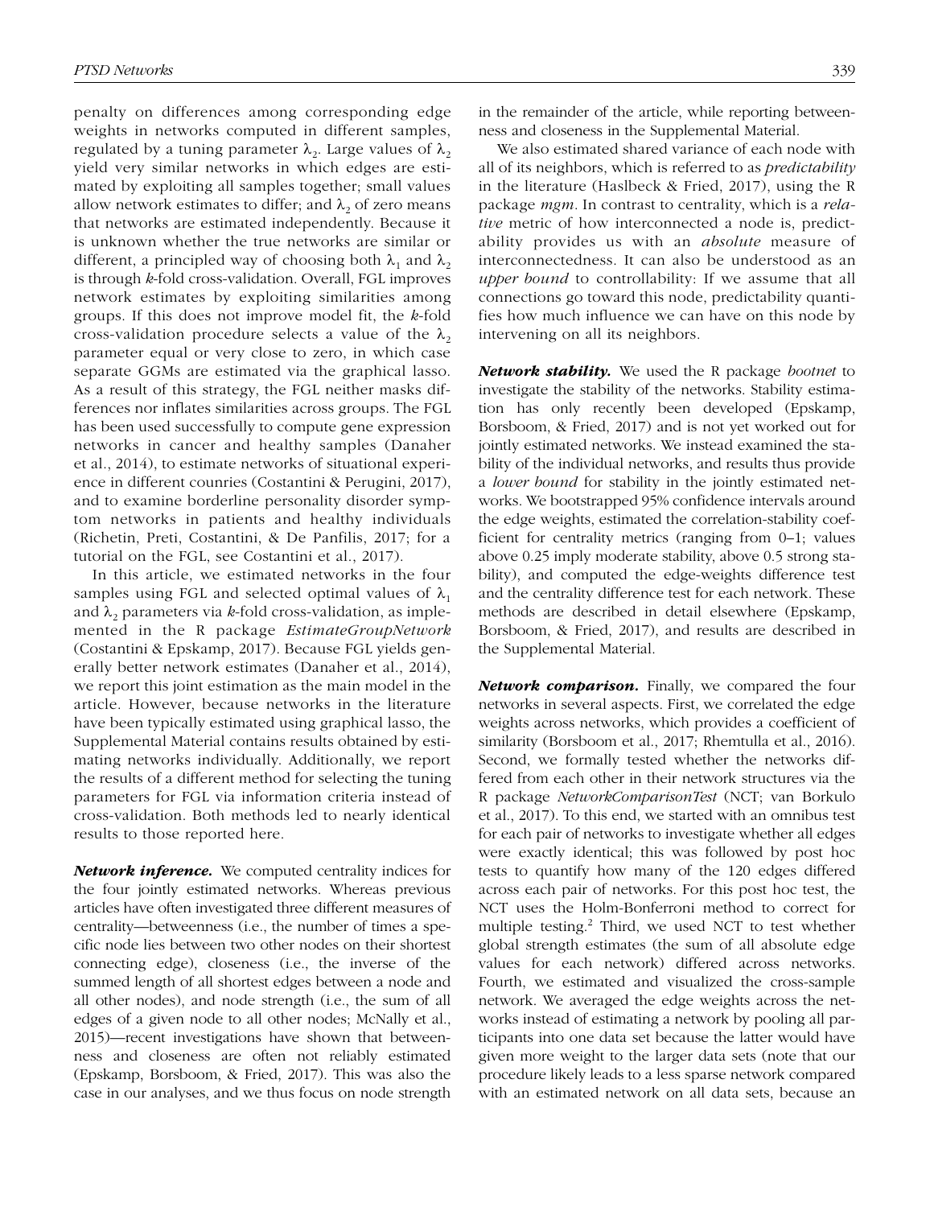penalty on differences among corresponding edge weights in networks computed in different samples, regulated by a tuning parameter $\lambda_2$. Large values of $\lambda_2$ yield very similar networks in which edges are estimated by exploiting all samples together; small values allow network estimates to differ; and $\lambda_2$ of zero means that networks are estimated independently. Because it is unknown whether the true networks are similar or different, a principled way of choosing both $\lambda_1$ and $\lambda_2$ is through *k*-fold cross-validation. Overall, FGL improves network estimates by exploiting similarities among groups. If this does not improve model fit, the *k*-fold cross-validation procedure selects a value of the $\lambda_2$ parameter equal or very close to zero, in which case separate GGMs are estimated via the graphical lasso. As a result of this strategy, the FGL neither masks differences nor inflates similarities across groups. The FGL has been used successfully to compute gene expression networks in cancer and healthy samples (Danaher et al., 2014), to estimate networks of situational experience in different counries (Costantini & Perugini, 2017), and to examine borderline personality disorder symptom networks in patients and healthy individuals (Richetin, Preti, Costantini, & De Panfilis, 2017; for a tutorial on the FGL, see Costantini et al., 2017).

In this article, we estimated networks in the four samples using FGL and selected optimal values of $\lambda_1$ and $\lambda_2$ parameters via *k*-fold cross-validation, as implemented in the R package *EstimateGroupNetwork* (Costantini & Epskamp, 2017). Because FGL yields generally better network estimates (Danaher et al., 2014), we report this joint estimation as the main model in the article. However, because networks in the literature have been typically estimated using graphical lasso, the Supplemental Material contains results obtained by estimating networks individually. Additionally, we report the results of a different method for selecting the tuning parameters for FGL via information criteria instead of cross-validation. Both methods led to nearly identical results to those reported here.

***Network inference.*** We computed centrality indices for the four jointly estimated networks. Whereas previous articles have often investigated three different measures of centrality—betweenness (i.e., the number of times a specific node lies between two other nodes on their shortest connecting edge), closeness (i.e., the inverse of the summed length of all shortest edges between a node and all other nodes), and node strength (i.e., the sum of all edges of a given node to all other nodes; McNally et al., 2015)—recent investigations have shown that betweenness and closeness are often not reliably estimated (Epskamp, Borsboom, & Fried, 2017). This was also the case in our analyses, and we thus focus on node strength in the remainder of the article, while reporting betweenness and closeness in the Supplemental Material.

We also estimated shared variance of each node with all of its neighbors, which is referred to as *predictability* in the literature (Haslbeck & Fried, 2017), using the R package *mgm*. In contrast to centrality, which is a *relative* metric of how interconnected a node is, predictability provides us with an *absolute* measure of interconnectedness. It can also be understood as an *upper bound* to controllability: If we assume that all connections go toward this node, predictability quantifies how much influence we can have on this node by intervening on all its neighbors.

***Network stability.*** We used the R package *bootnet* to investigate the stability of the networks. Stability estimation has only recently been developed (Epskamp, Borsboom, & Fried, 2017) and is not yet worked out for jointly estimated networks. We instead examined the stability of the individual networks, and results thus provide a *lower bound* for stability in the jointly estimated networks. We bootstrapped 95% confidence intervals around the edge weights, estimated the correlation-stability coefficient for centrality metrics (ranging from 0–1; values above 0.25 imply moderate stability, above 0.5 strong stability), and computed the edge-weights difference test and the centrality difference test for each network. These methods are described in detail elsewhere (Epskamp, Borsboom, & Fried, 2017), and results are described in the Supplemental Material.

***Network comparison.*** Finally, we compared the four networks in several aspects. First, we correlated the edge weights across networks, which provides a coefficient of similarity (Borsboom et al., 2017; Rhemtulla et al., 2016). Second, we formally tested whether the networks differed from each other in their network structures via the R package *NetworkComparisonTest* (NCT; van Borkulo et al., 2017). To this end, we started with an omnibus test for each pair of networks to investigate whether all edges were exactly identical; this was followed by post hoc tests to quantify how many of the 120 edges differed across each pair of networks. For this post hoc test, the NCT uses the Holm-Bonferroni method to correct for multiple testing.[2] Third, we used NCT to test whether global strength estimates (the sum of all absolute edge values for each network) differed across networks. Fourth, we estimated and visualized the cross-sample network. We averaged the edge weights across the networks instead of estimating a network by pooling all participants into one data set because the latter would have given more weight to the larger data sets (note that our procedure likely leads to a less sparse network compared with an estimated network on all data sets, because an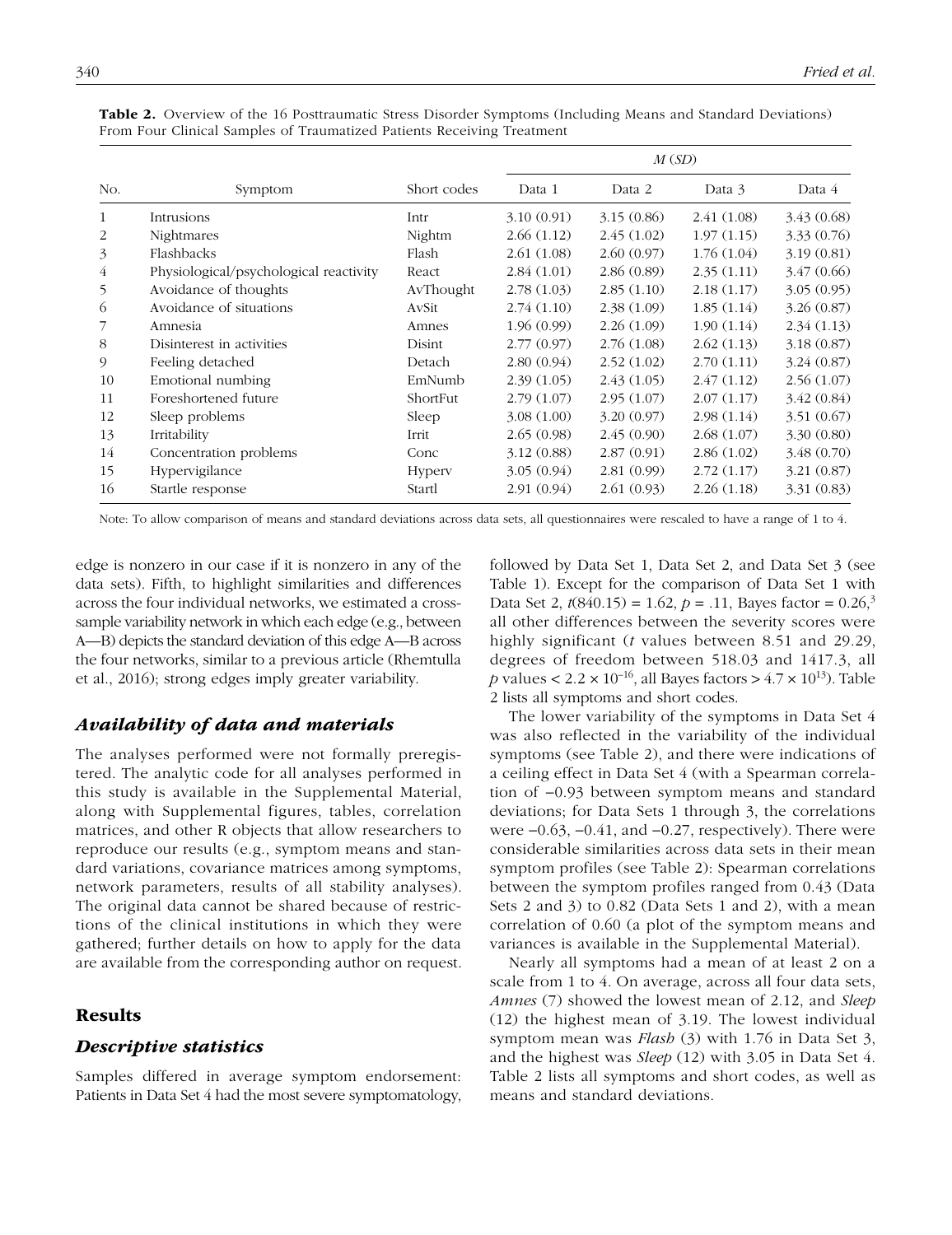**Table 2.** Overview of the 16 Posttraumatic Stress Disorder Symptoms (Including Means and Standard Deviations) From Four Clinical Samples of Traumatized Patients Receiving Treatment

| No. | Symptom | Short codes | *M* (*SD*) | | | |
|---|---|---|---|---|---|---|
| | | | Data 1 | Data 2 | Data 3 | Data 4 |
| 1 | Intrusions | Intr | 3.10 (0.91) | 3.15 (0.86) | 2.41 (1.08) | 3.43 (0.68) |
| 2 | Nightmares | Nightm | 2.66 (1.12) | 2.45 (1.02) | 1.97 (1.15) | 3.33 (0.76) |
| 3 | Flashbacks | Flash | 2.61 (1.08) | 2.60 (0.97) | 1.76 (1.04) | 3.19 (0.81) |
| 4 | Physiological/psychological reactivity | React | 2.84 (1.01) | 2.86 (0.89) | 2.35 (1.11) | 3.47 (0.66) |
| 5 | Avoidance of thoughts | AvThought | 2.78 (1.03) | 2.85 (1.10) | 2.18 (1.17) | 3.05 (0.95) |
| 6 | Avoidance of situations | AvSit | 2.74 (1.10) | 2.38 (1.09) | 1.85 (1.14) | 3.26 (0.87) |
| 7 | Amnesia | Amnes | 1.96 (0.99) | 2.26 (1.09) | 1.90 (1.14) | 2.34 (1.13) |
| 8 | Disinterest in activities | Disint | 2.77 (0.97) | 2.76 (1.08) | 2.62 (1.13) | 3.18 (0.87) |
| 9 | Feeling detached | Detach | 2.80 (0.94) | 2.52 (1.02) | 2.70 (1.11) | 3.24 (0.87) |
| 10 | Emotional numbing | EmNumb | 2.39 (1.05) | 2.43 (1.05) | 2.47 (1.12) | 2.56 (1.07) |
| 11 | Foreshortened future | ShortFut | 2.79 (1.07) | 2.95 (1.07) | 2.07 (1.17) | 3.42 (0.84) |
| 12 | Sleep problems | Sleep | 3.08 (1.00) | 3.20 (0.97) | 2.98 (1.14) | 3.51 (0.67) |
| 13 | Irritability | Irrit | 2.65 (0.98) | 2.45 (0.90) | 2.68 (1.07) | 3.30 (0.80) |
| 14 | Concentration problems | Conc | 3.12 (0.88) | 2.87 (0.91) | 2.86 (1.02) | 3.48 (0.70) |
| 15 | Hypervigilance | Hyperv | 3.05 (0.94) | 2.81 (0.99) | 2.72 (1.17) | 3.21 (0.87) |
| 16 | Startle response | Startl | 2.91 (0.94) | 2.61 (0.93) | 2.26 (1.18) | 3.31 (0.83) |

Note: To allow comparison of means and standard deviations across data sets, all questionnaires were rescaled to have a range of 1 to 4.

edge is nonzero in our case if it is nonzero in any of the data sets). Fifth, to highlight similarities and differences across the four individual networks, we estimated a cross-sample variability network in which each edge (e.g., between A—B) depicts the standard deviation of this edge A—B across the four networks, similar to a previous article (Rhemtulla et al., 2016); strong edges imply greater variability.

## *Availability of data and materials*

The analyses performed were not formally preregistered. The analytic code for all analyses performed in this study is available in the Supplemental Material, along with Supplemental figures, tables, correlation matrices, and other R objects that allow researchers to reproduce our results (e.g., symptom means and standard variations, covariance matrices among symptoms, network parameters, results of all stability analyses). The original data cannot be shared because of restrictions of the clinical institutions in which they were gathered; further details on how to apply for the data are available from the corresponding author on request.

# Results

## *Descriptive statistics*

Samples differed in average symptom endorsement: Patients in Data Set 4 had the most severe symptomatology, followed by Data Set 1, Data Set 2, and Data Set 3 (see Table 1). Except for the comparison of Data Set 1 with Data Set 2, $t(840.15) = 1.62$, $p = .11$, Bayes factor = 0.26,[3] all other differences between the severity scores were highly significant ($t$ values between 8.51 and 29.29, degrees of freedom between 518.03 and 1417.3, all $p$ values $< 2.2 \times 10^{-16}$, all Bayes factors $> 4.7 \times 10^{13}$). Table 2 lists all symptoms and short codes.

The lower variability of the symptoms in Data Set 4 was also reflected in the variability of the individual symptoms (see Table 2), and there were indications of a ceiling effect in Data Set 4 (with a Spearman correlation of −0.93 between symptom means and standard deviations; for Data Sets 1 through 3, the correlations were −0.63, −0.41, and −0.27, respectively). There were considerable similarities across data sets in their mean symptom profiles (see Table 2): Spearman correlations between the symptom profiles ranged from 0.43 (Data Sets 2 and 3) to 0.82 (Data Sets 1 and 2), with a mean correlation of 0.60 (a plot of the symptom means and variances is available in the Supplemental Material).

Nearly all symptoms had a mean of at least 2 on a scale from 1 to 4. On average, across all four data sets, *Amnes* (7) showed the lowest mean of 2.12, and *Sleep* (12) the highest mean of 3.19. The lowest individual symptom mean was *Flash* (3) with 1.76 in Data Set 3, and the highest was *Sleep* (12) with 3.05 in Data Set 4. Table 2 lists all symptoms and short codes, as well as means and standard deviations.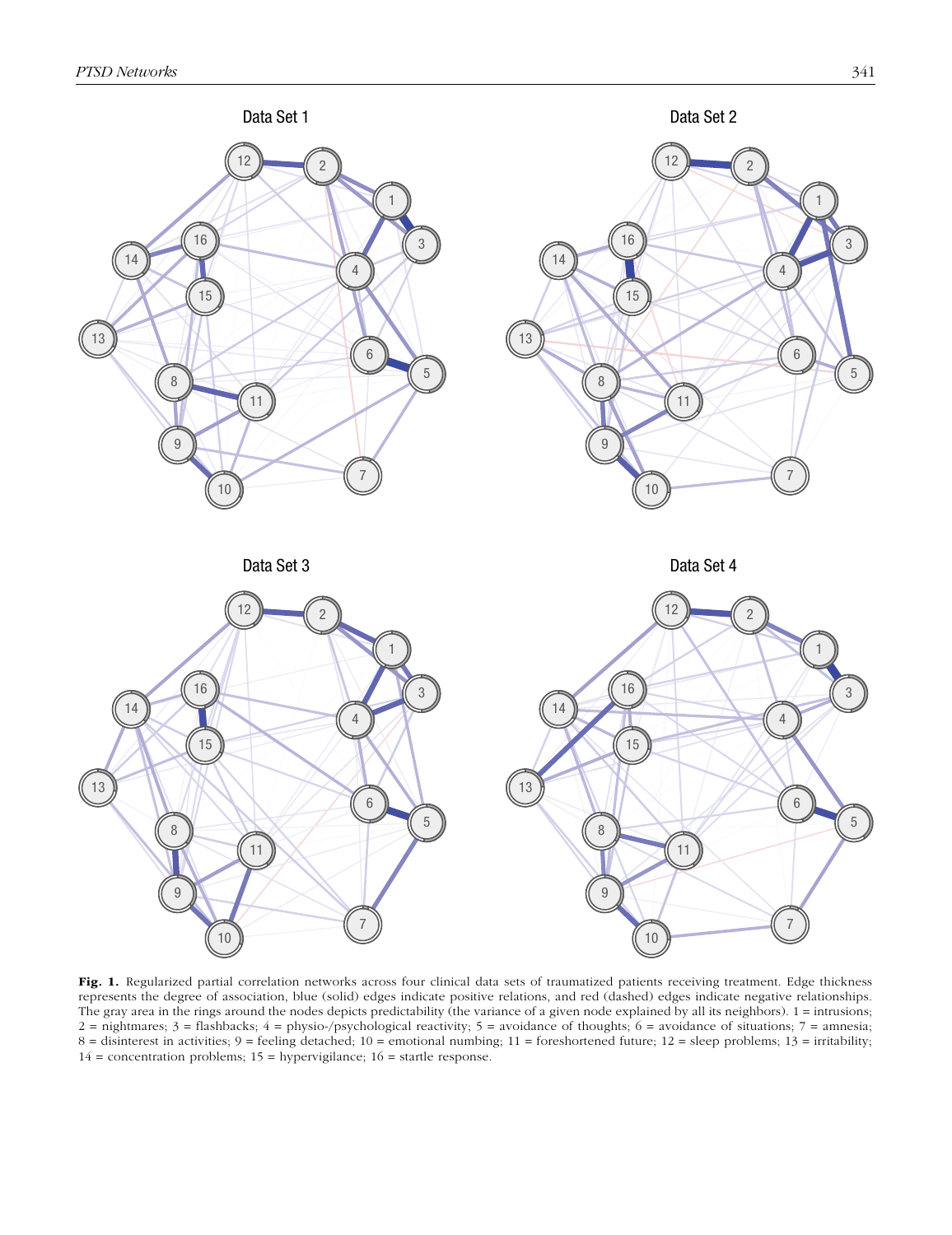**Fig. 1.** Regularized partial correlation networks across four clinical data sets of traumatized patients receiving treatment. Edge thickness represents the degree of association, blue (solid) edges indicate positive relations, and red (dashed) edges indicate negative relationships. The gray area in the rings around the nodes depicts predictability (the variance of a given node explained by all its neighbors). 1 = intrusions; 2 = nightmares; 3 = flashbacks; 4 = physio-/psychological reactivity; 5 = avoidance of thoughts; 6 = avoidance of situations; 7 = amnesia; 8 = disinterest in activities; 9 = feeling detached; 10 = emotional numbing; 11 = foreshortened future; 12 = sleep problems; 13 = irritability; 14 = concentration problems; 15 = hypervigilance; 16 = startle response.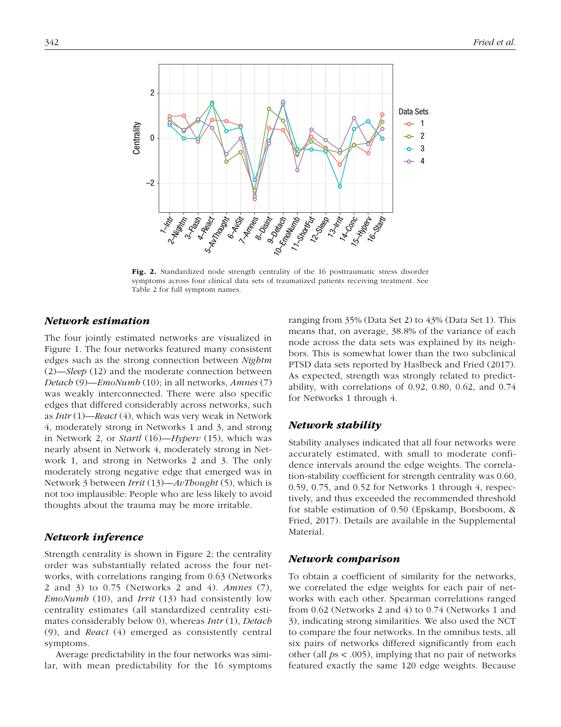**Fig. 2.** Standardized node strength centrality of the 16 posttraumatic stress disorder symptoms across four clinical data sets of traumatized patients receiving treatment. See Table 2 for full symptom names.

### *Network estimation*

The four jointly estimated networks are visualized in Figure 1. The four networks featured many consistent edges such as the strong connection between *Nightm* (2)—*Sleep* (12) and the moderate connection between *Detach* (9)—*EmoNumb* (10); in all networks, *Amnes* (7) was weakly interconnected. There were also specific edges that differed considerably across networks, such as *Intr* (1)—*React* (4), which was very weak in Network 4, moderately strong in Networks 1 and 3, and strong in Network 2, or *Startl* (16)—*Hyperv* (15), which was nearly absent in Network 4, moderately strong in Network 1, and strong in Networks 2 and 3. The only moderately strong negative edge that emerged was in Network 3 between *Irrit* (13)—*AvThought* (5), which is not too implausible: People who are less likely to avoid thoughts about the trauma may be more irritable.

### *Network inference*

Strength centrality is shown in Figure 2; the centrality order was substantially related across the four networks, with correlations ranging from 0.63 (Networks 2 and 3) to 0.75 (Networks 2 and 4). *Amnes* (7), *EmoNumb* (10), and *Irrit* (13) had consistently low centrality estimates (all standardized centrality estimates considerably below 0), whereas *Intr* (1), *Detach* (9), and *React* (4) emerged as consistently central symptoms.

Average predictability in the four networks was similar, with mean predictability for the 16 symptoms ranging from 35% (Data Set 2) to 43% (Data Set 1). This means that, on average, 38.8% of the variance of each node across the data sets was explained by its neighbors. This is somewhat lower than the two subclinical PTSD data sets reported by Haslbeck and Fried (2017). As expected, strength was strongly related to predictability, with correlations of 0.92, 0.80, 0.62, and 0.74 for Networks 1 through 4.

### *Network stability*

Stability analyses indicated that all four networks were accurately estimated, with small to moderate confidence intervals around the edge weights. The correlation-stability coefficient for strength centrality was 0.60, 0.59, 0.75, and 0.52 for Networks 1 through 4, respectively, and thus exceeded the recommended threshold for stable estimation of 0.50 (Epskamp, Borsboom, & Fried, 2017). Details are available in the Supplemental Material.

### *Network comparison*

To obtain a coefficient of similarity for the networks, we correlated the edge weights for each pair of networks with each other. Spearman correlations ranged from 0.62 (Networks 2 and 4) to 0.74 (Networks 1 and 3), indicating strong similarities. We also used the NCT to compare the four networks. In the omnibus tests, all six pairs of networks differed significantly from each other (all $p$s < .005), implying that no pair of networks featured exactly the same 120 edge weights. Because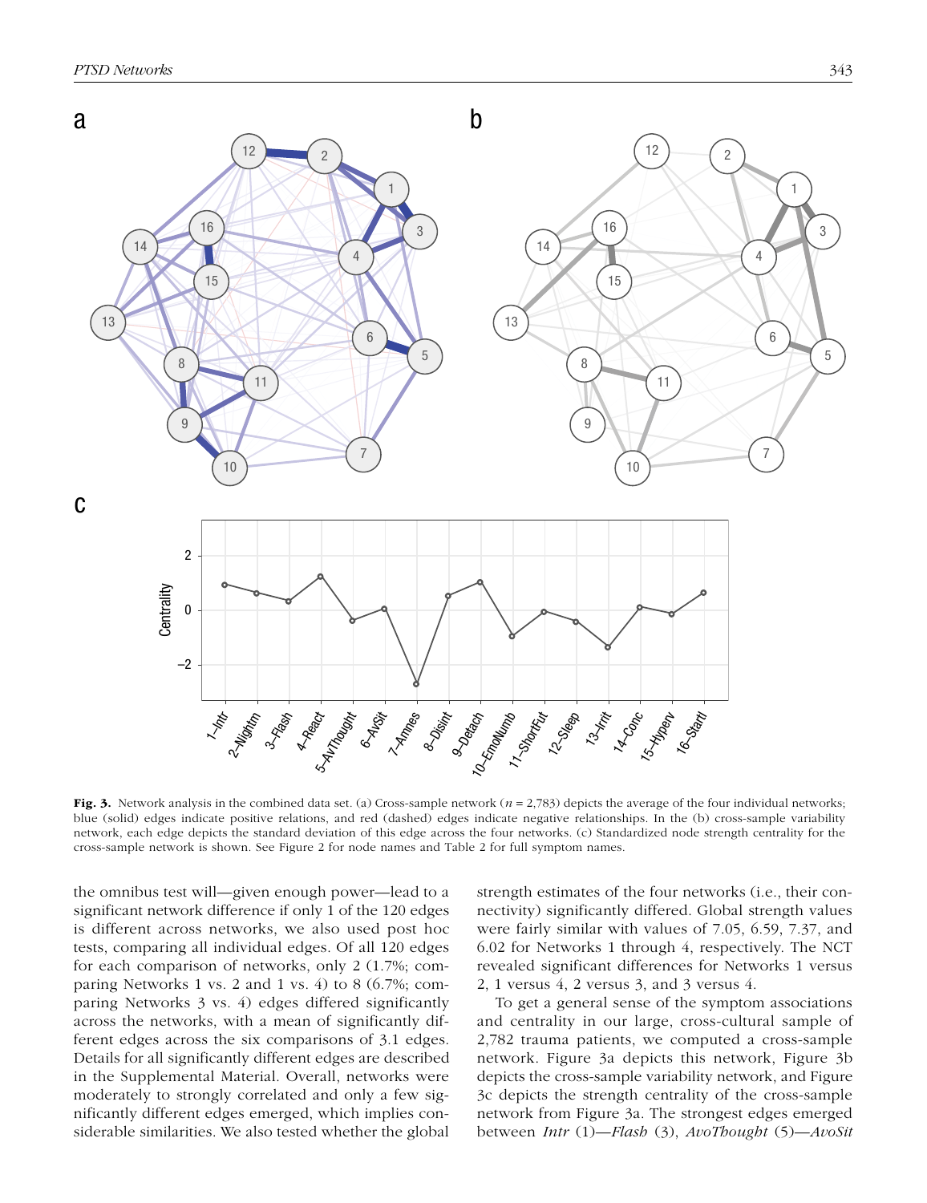**Fig. 3.** Network analysis in the combined data set. (a) Cross-sample network ($n$ = 2,783) depicts the average of the four individual networks; blue (solid) edges indicate positive relations, and red (dashed) edges indicate negative relationships. In the (b) cross-sample variability network, each edge depicts the standard deviation of this edge across the four networks. (c) Standardized node strength centrality for the cross-sample network is shown. See Figure 2 for node names and Table 2 for full symptom names.

the omnibus test will—given enough power—lead to a significant network difference if only 1 of the 120 edges is different across networks, we also used post hoc tests, comparing all individual edges. Of all 120 edges for each comparison of networks, only 2 (1.7%; comparing Networks 1 vs. 2 and 1 vs. 4) to 8 (6.7%; comparing Networks 3 vs. 4) edges differed significantly across the networks, with a mean of significantly different edges across the six comparisons of 3.1 edges. Details for all significantly different edges are described in the Supplemental Material. Overall, networks were moderately to strongly correlated and only a few significantly different edges emerged, which implies considerable similarities. We also tested whether the global strength estimates of the four networks (i.e., their connectivity) significantly differed. Global strength values were fairly similar with values of 7.05, 6.59, 7.37, and 6.02 for Networks 1 through 4, respectively. The NCT revealed significant differences for Networks 1 versus 2, 1 versus 4, 2 versus 3, and 3 versus 4.

To get a general sense of the symptom associations and centrality in our large, cross-cultural sample of 2,782 trauma patients, we computed a cross-sample network. Figure 3a depicts this network, Figure 3b depicts the cross-sample variability network, and Figure 3c depicts the strength centrality of the cross-sample network from Figure 3a. The strongest edges emerged between *Intr* (1)—*Flash* (3), *AvoThought* (5)—*AvoSit*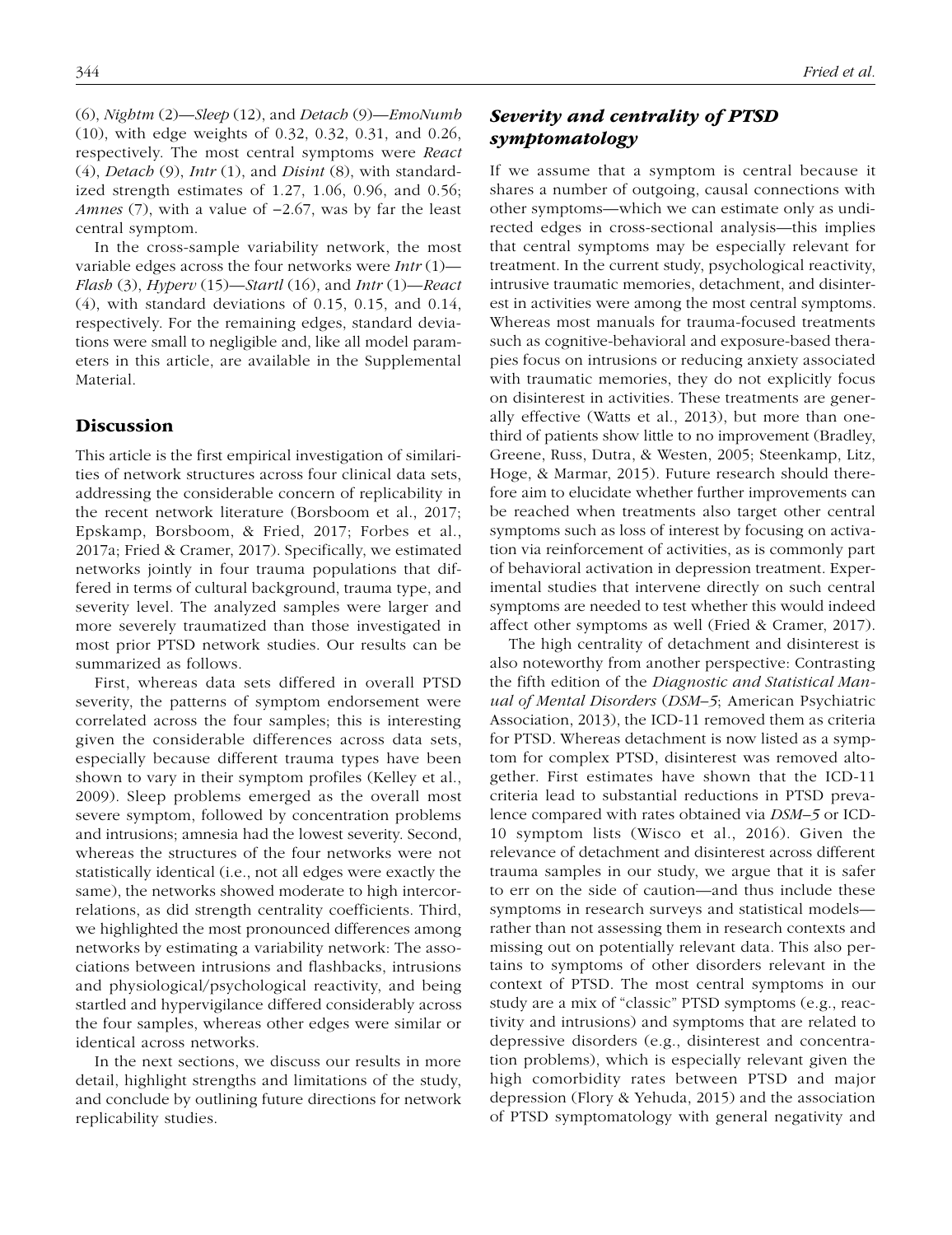(6), *Nightm* (2)—*Sleep* (12), and *Detach* (9)—*EmoNumb* (10), with edge weights of 0.32, 0.32, 0.31, and 0.26, respectively. The most central symptoms were *React* (4), *Detach* (9), *Intr* (1), and *Disint* (8), with standardized strength estimates of 1.27, 1.06, 0.96, and 0.56; *Amnes* (7), with a value of −2.67, was by far the least central symptom.

In the cross-sample variability network, the most variable edges across the four networks were *Intr* (1)—*Flash* (3), *Hyperv* (15)—*Startl* (16), and *Intr* (1)—*React* (4), with standard deviations of 0.15, 0.15, and 0.14, respectively. For the remaining edges, standard deviations were small to negligible and, like all model parameters in this article, are available in the Supplemental Material.

## Discussion

This article is the first empirical investigation of similarities of network structures across four clinical data sets, addressing the considerable concern of replicability in the recent network literature (Borsboom et al., 2017; Epskamp, Borsboom, & Fried, 2017; Forbes et al., 2017a; Fried & Cramer, 2017). Specifically, we estimated networks jointly in four trauma populations that differed in terms of cultural background, trauma type, and severity level. The analyzed samples were larger and more severely traumatized than those investigated in most prior PTSD network studies. Our results can be summarized as follows.

First, whereas data sets differed in overall PTSD severity, the patterns of symptom endorsement were correlated across the four samples; this is interesting given the considerable differences across data sets, especially because different trauma types have been shown to vary in their symptom profiles (Kelley et al., 2009). Sleep problems emerged as the overall most severe symptom, followed by concentration problems and intrusions; amnesia had the lowest severity. Second, whereas the structures of the four networks were not statistically identical (i.e., not all edges were exactly the same), the networks showed moderate to high intercorrelations, as did strength centrality coefficients. Third, we highlighted the most pronounced differences among networks by estimating a variability network: The associations between intrusions and flashbacks, intrusions and physiological/psychological reactivity, and being startled and hypervigilance differed considerably across the four samples, whereas other edges were similar or identical across networks.

In the next sections, we discuss our results in more detail, highlight strengths and limitations of the study, and conclude by outlining future directions for network replicability studies.

### Severity and centrality of PTSD symptomatology

If we assume that a symptom is central because it shares a number of outgoing, causal connections with other symptoms—which we can estimate only as undirected edges in cross-sectional analysis—this implies that central symptoms may be especially relevant for treatment. In the current study, psychological reactivity, intrusive traumatic memories, detachment, and disinterest in activities were among the most central symptoms. Whereas most manuals for trauma-focused treatments such as cognitive-behavioral and exposure-based therapies focus on intrusions or reducing anxiety associated with traumatic memories, they do not explicitly focus on disinterest in activities. These treatments are generally effective (Watts et al., 2013), but more than one-third of patients show little to no improvement (Bradley, Greene, Russ, Dutra, & Westen, 2005; Steenkamp, Litz, Hoge, & Marmar, 2015). Future research should therefore aim to elucidate whether further improvements can be reached when treatments also target other central symptoms such as loss of interest by focusing on activation via reinforcement of activities, as is commonly part of behavioral activation in depression treatment. Experimental studies that intervene directly on such central symptoms are needed to test whether this would indeed affect other symptoms as well (Fried & Cramer, 2017).

The high centrality of detachment and disinterest is also noteworthy from another perspective: Contrasting the fifth edition of the *Diagnostic and Statistical Manual of Mental Disorders* (*DSM–5*; American Psychiatric Association, 2013), the ICD-11 removed them as criteria for PTSD. Whereas detachment is now listed as a symptom for complex PTSD, disinterest was removed altogether. First estimates have shown that the ICD-11 criteria lead to substantial reductions in PTSD prevalence compared with rates obtained via *DSM–5* or ICD-10 symptom lists (Wisco et al., 2016). Given the relevance of detachment and disinterest across different trauma samples in our study, we argue that it is safer to err on the side of caution—and thus include these symptoms in research surveys and statistical models—rather than not assessing them in research contexts and missing out on potentially relevant data. This also pertains to symptoms of other disorders relevant in the context of PTSD. The most central symptoms in our study are a mix of "classic" PTSD symptoms (e.g., reactivity and intrusions) and symptoms that are related to depressive disorders (e.g., disinterest and concentration problems), which is especially relevant given the high comorbidity rates between PTSD and major depression (Flory & Yehuda, 2015) and the association of PTSD symptomatology with general negativity and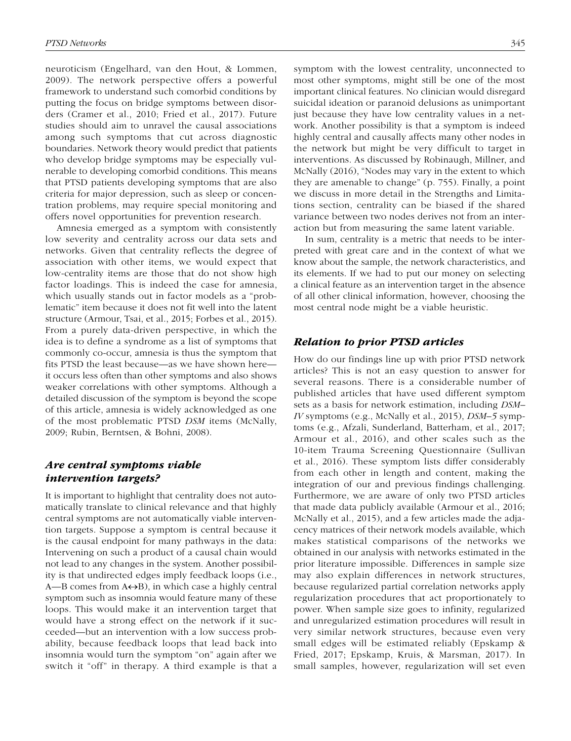neuroticism (Engelhard, van den Hout, & Lommen, 2009). The network perspective offers a powerful framework to understand such comorbid conditions by putting the focus on bridge symptoms between disorders (Cramer et al., 2010; Fried et al., 2017). Future studies should aim to unravel the causal associations among such symptoms that cut across diagnostic boundaries. Network theory would predict that patients who develop bridge symptoms may be especially vulnerable to developing comorbid conditions. This means that PTSD patients developing symptoms that are also criteria for major depression, such as sleep or concentration problems, may require special monitoring and offers novel opportunities for prevention research.

Amnesia emerged as a symptom with consistently low severity and centrality across our data sets and networks. Given that centrality reflects the degree of association with other items, we would expect that low-centrality items are those that do not show high factor loadings. This is indeed the case for amnesia, which usually stands out in factor models as a "problematic" item because it does not fit well into the latent structure (Armour, Tsai, et al., 2015; Forbes et al., 2015). From a purely data-driven perspective, in which the idea is to define a syndrome as a list of symptoms that commonly co-occur, amnesia is thus the symptom that fits PTSD the least because—as we have shown here—it occurs less often than other symptoms and also shows weaker correlations with other symptoms. Although a detailed discussion of the symptom is beyond the scope of this article, amnesia is widely acknowledged as one of the most problematic PTSD *DSM* items (McNally, 2009; Rubin, Berntsen, & Bohni, 2008).

### *Are central symptoms viable intervention targets?*

It is important to highlight that centrality does not automatically translate to clinical relevance and that highly central symptoms are not automatically viable intervention targets. Suppose a symptom is central because it is the causal endpoint for many pathways in the data: Intervening on such a product of a causal chain would not lead to any changes in the system. Another possibility is that undirected edges imply feedback loops (i.e., A—B comes from A↔B), in which case a highly central symptom such as insomnia would feature many of these loops. This would make it an intervention target that would have a strong effect on the network if it succeeded—but an intervention with a low success probability, because feedback loops that lead back into insomnia would turn the symptom "on" again after we switch it "off" in therapy. A third example is that a symptom with the lowest centrality, unconnected to most other symptoms, might still be one of the most important clinical features. No clinician would disregard suicidal ideation or paranoid delusions as unimportant just because they have low centrality values in a network. Another possibility is that a symptom is indeed highly central and causally affects many other nodes in the network but might be very difficult to target in interventions. As discussed by Robinaugh, Millner, and McNally (2016), "Nodes may vary in the extent to which they are amenable to change" (p. 755). Finally, a point we discuss in more detail in the Strengths and Limitations section, centrality can be biased if the shared variance between two nodes derives not from an interaction but from measuring the same latent variable.

In sum, centrality is a metric that needs to be interpreted with great care and in the context of what we know about the sample, the network characteristics, and its elements. If we had to put our money on selecting a clinical feature as an intervention target in the absence of all other clinical information, however, choosing the most central node might be a viable heuristic.

### *Relation to prior PTSD articles*

How do our findings line up with prior PTSD network articles? This is not an easy question to answer for several reasons. There is a considerable number of published articles that have used different symptom sets as a basis for network estimation, including *DSM–IV* symptoms (e.g., McNally et al., 2015), *DSM–5* symptoms (e.g., Afzali, Sunderland, Batterham, et al., 2017; Armour et al., 2016), and other scales such as the 10-item Trauma Screening Questionnaire (Sullivan et al., 2016). These symptom lists differ considerably from each other in length and content, making the integration of our and previous findings challenging. Furthermore, we are aware of only two PTSD articles that made data publicly available (Armour et al., 2016; McNally et al., 2015), and a few articles made the adjacency matrices of their network models available, which makes statistical comparisons of the networks we obtained in our analysis with networks estimated in the prior literature impossible. Differences in sample size may also explain differences in network structures, because regularized partial correlation networks apply regularization procedures that act proportionately to power. When sample size goes to infinity, regularized and unregularized estimation procedures will result in very similar network structures, because even very small edges will be estimated reliably (Epskamp & Fried, 2017; Epskamp, Kruis, & Marsman, 2017). In small samples, however, regularization will set even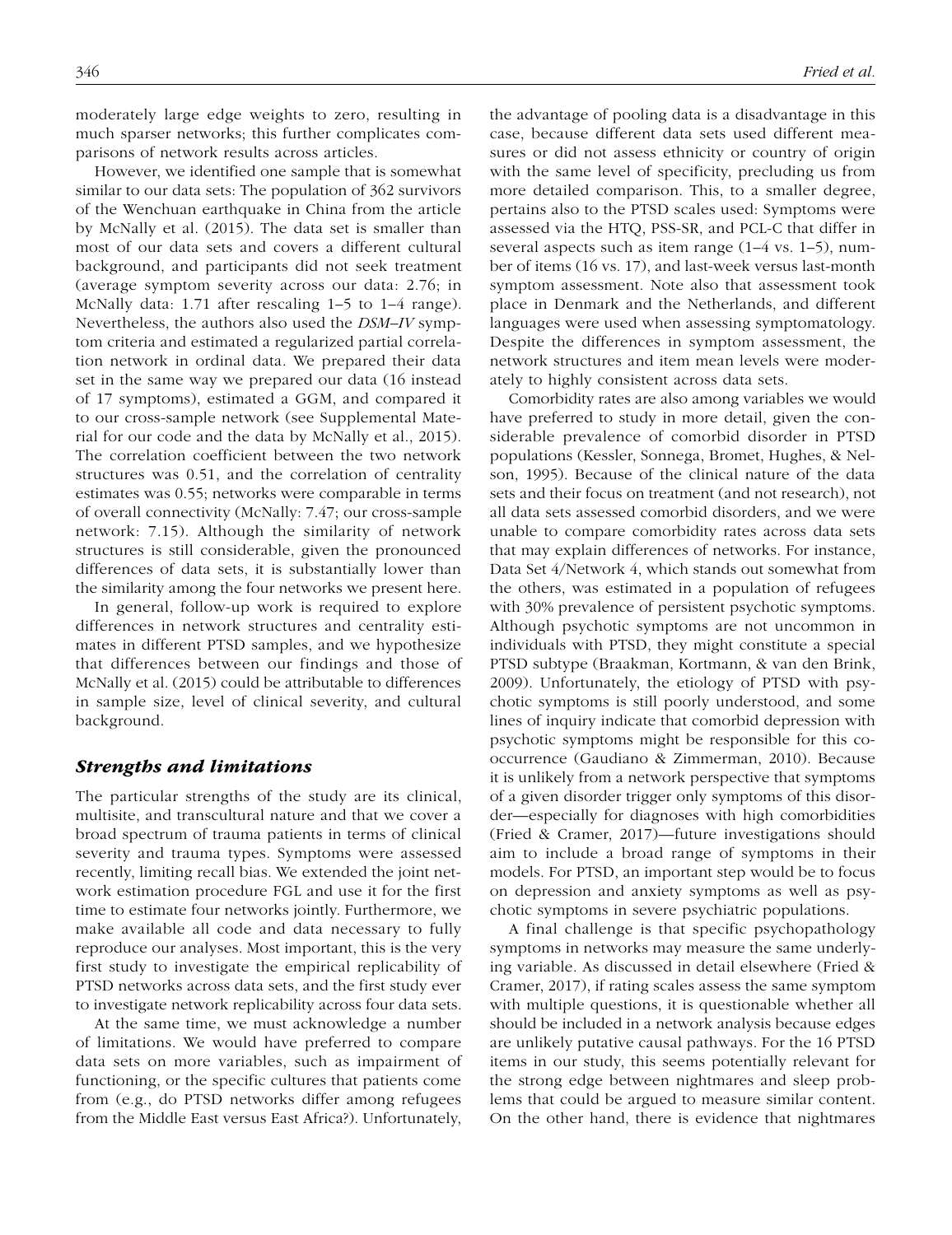moderately large edge weights to zero, resulting in much sparser networks; this further complicates comparisons of network results across articles.

However, we identified one sample that is somewhat similar to our data sets: The population of 362 survivors of the Wenchuan earthquake in China from the article by McNally et al. (2015). The data set is smaller than most of our data sets and covers a different cultural background, and participants did not seek treatment (average symptom severity across our data: 2.76; in McNally data: 1.71 after rescaling 1–5 to 1–4 range). Nevertheless, the authors also used the *DSM–IV* symptom criteria and estimated a regularized partial correlation network in ordinal data. We prepared their data set in the same way we prepared our data (16 instead of 17 symptoms), estimated a GGM, and compared it to our cross-sample network (see Supplemental Material for our code and the data by McNally et al., 2015). The correlation coefficient between the two network structures was 0.51, and the correlation of centrality estimates was 0.55; networks were comparable in terms of overall connectivity (McNally: 7.47; our cross-sample network: 7.15). Although the similarity of network structures is still considerable, given the pronounced differences of data sets, it is substantially lower than the similarity among the four networks we present here.

In general, follow-up work is required to explore differences in network structures and centrality estimates in different PTSD samples, and we hypothesize that differences between our findings and those of McNally et al. (2015) could be attributable to differences in sample size, level of clinical severity, and cultural background.

### *Strengths and limitations*

The particular strengths of the study are its clinical, multisite, and transcultural nature and that we cover a broad spectrum of trauma patients in terms of clinical severity and trauma types. Symptoms were assessed recently, limiting recall bias. We extended the joint network estimation procedure FGL and use it for the first time to estimate four networks jointly. Furthermore, we make available all code and data necessary to fully reproduce our analyses. Most important, this is the very first study to investigate the empirical replicability of PTSD networks across data sets, and the first study ever to investigate network replicability across four data sets.

At the same time, we must acknowledge a number of limitations. We would have preferred to compare data sets on more variables, such as impairment of functioning, or the specific cultures that patients come from (e.g., do PTSD networks differ among refugees from the Middle East versus East Africa?). Unfortunately, the advantage of pooling data is a disadvantage in this case, because different data sets used different measures or did not assess ethnicity or country of origin with the same level of specificity, precluding us from more detailed comparison. This, to a smaller degree, pertains also to the PTSD scales used: Symptoms were assessed via the HTQ, PSS-SR, and PCL-C that differ in several aspects such as item range (1–4 vs. 1–5), number of items (16 vs. 17), and last-week versus last-month symptom assessment. Note also that assessment took place in Denmark and the Netherlands, and different languages were used when assessing symptomatology. Despite the differences in symptom assessment, the network structures and item mean levels were moderately to highly consistent across data sets.

Comorbidity rates are also among variables we would have preferred to study in more detail, given the considerable prevalence of comorbid disorder in PTSD populations (Kessler, Sonnega, Bromet, Hughes, & Nelson, 1995). Because of the clinical nature of the data sets and their focus on treatment (and not research), not all data sets assessed comorbid disorders, and we were unable to compare comorbidity rates across data sets that may explain differences of networks. For instance, Data Set 4/Network 4, which stands out somewhat from the others, was estimated in a population of refugees with 30% prevalence of persistent psychotic symptoms. Although psychotic symptoms are not uncommon in individuals with PTSD, they might constitute a special PTSD subtype (Braakman, Kortmann, & van den Brink, 2009). Unfortunately, the etiology of PTSD with psychotic symptoms is still poorly understood, and some lines of inquiry indicate that comorbid depression with psychotic symptoms might be responsible for this cooccurrence (Gaudiano & Zimmerman, 2010). Because it is unlikely from a network perspective that symptoms of a given disorder trigger only symptoms of this disorder—especially for diagnoses with high comorbidities (Fried & Cramer, 2017)—future investigations should aim to include a broad range of symptoms in their models. For PTSD, an important step would be to focus on depression and anxiety symptoms as well as psychotic symptoms in severe psychiatric populations.

A final challenge is that specific psychopathology symptoms in networks may measure the same underlying variable. As discussed in detail elsewhere (Fried & Cramer, 2017), if rating scales assess the same symptom with multiple questions, it is questionable whether all should be included in a network analysis because edges are unlikely putative causal pathways. For the 16 PTSD items in our study, this seems potentially relevant for the strong edge between nightmares and sleep problems that could be argued to measure similar content. On the other hand, there is evidence that nightmares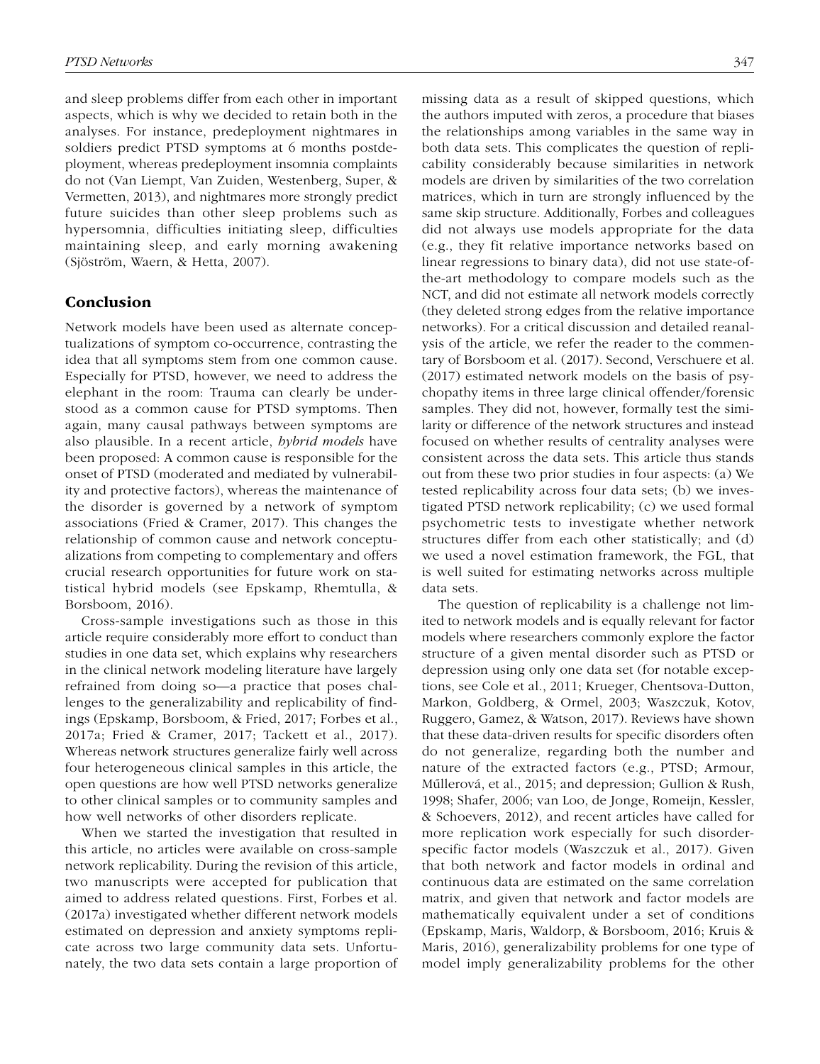and sleep problems differ from each other in important aspects, which is why we decided to retain both in the analyses. For instance, predeployment nightmares in soldiers predict PTSD symptoms at 6 months postdeployment, whereas predeployment insomnia complaints do not (Van Liempt, Van Zuiden, Westenberg, Super, & Vermetten, 2013), and nightmares more strongly predict future suicides than other sleep problems such as hypersomnia, difficulties initiating sleep, difficulties maintaining sleep, and early morning awakening (Sjöström, Waern, & Hetta, 2007).

## Conclusion

Network models have been used as alternate conceptualizations of symptom co-occurrence, contrasting the idea that all symptoms stem from one common cause. Especially for PTSD, however, we need to address the elephant in the room: Trauma can clearly be understood as a common cause for PTSD symptoms. Then again, many causal pathways between symptoms are also plausible. In a recent article, *hybrid models* have been proposed: A common cause is responsible for the onset of PTSD (moderated and mediated by vulnerability and protective factors), whereas the maintenance of the disorder is governed by a network of symptom associations (Fried & Cramer, 2017). This changes the relationship of common cause and network conceptualizations from competing to complementary and offers crucial research opportunities for future work on statistical hybrid models (see Epskamp, Rhemtulla, & Borsboom, 2016).

Cross-sample investigations such as those in this article require considerably more effort to conduct than studies in one data set, which explains why researchers in the clinical network modeling literature have largely refrained from doing so—a practice that poses challenges to the generalizability and replicability of findings (Epskamp, Borsboom, & Fried, 2017; Forbes et al., 2017a; Fried & Cramer, 2017; Tackett et al., 2017). Whereas network structures generalize fairly well across four heterogeneous clinical samples in this article, the open questions are how well PTSD networks generalize to other clinical samples or to community samples and how well networks of other disorders replicate.

When we started the investigation that resulted in this article, no articles were available on cross-sample network replicability. During the revision of this article, two manuscripts were accepted for publication that aimed to address related questions. First, Forbes et al. (2017a) investigated whether different network models estimated on depression and anxiety symptoms replicate across two large community data sets. Unfortunately, the two data sets contain a large proportion of missing data as a result of skipped questions, which the authors imputed with zeros, a procedure that biases the relationships among variables in the same way in both data sets. This complicates the question of replicability considerably because similarities in network models are driven by similarities of the two correlation matrices, which in turn are strongly influenced by the same skip structure. Additionally, Forbes and colleagues did not always use models appropriate for the data (e.g., they fit relative importance networks based on linear regressions to binary data), did not use state-of-the-art methodology to compare models such as the NCT, and did not estimate all network models correctly (they deleted strong edges from the relative importance networks). For a critical discussion and detailed reanalysis of the article, we refer the reader to the commentary of Borsboom et al. (2017). Second, Verschuere et al. (2017) estimated network models on the basis of psychopathy items in three large clinical offender/forensic samples. They did not, however, formally test the similarity or difference of the network structures and instead focused on whether results of centrality analyses were consistent across the data sets. This article thus stands out from these two prior studies in four aspects: (a) We tested replicability across four data sets; (b) we investigated PTSD network replicability; (c) we used formal psychometric tests to investigate whether network structures differ from each other statistically; and (d) we used a novel estimation framework, the FGL, that is well suited for estimating networks across multiple data sets.

The question of replicability is a challenge not limited to network models and is equally relevant for factor models where researchers commonly explore the factor structure of a given mental disorder such as PTSD or depression using only one data set (for notable exceptions, see Cole et al., 2011; Krueger, Chentsova-Dutton, Markon, Goldberg, & Ormel, 2003; Waszczuk, Kotov, Ruggero, Gamez, & Watson, 2017). Reviews have shown that these data-driven results for specific disorders often do not generalize, regarding both the number and nature of the extracted factors (e.g., PTSD; Armour, Műllerová, et al., 2015; and depression; Gullion & Rush, 1998; Shafer, 2006; van Loo, de Jonge, Romeijn, Kessler, & Schoevers, 2012), and recent articles have called for more replication work especially for such disorder-specific factor models (Waszczuk et al., 2017). Given that both network and factor models in ordinal and continuous data are estimated on the same correlation matrix, and given that network and factor models are mathematically equivalent under a set of conditions (Epskamp, Maris, Waldorp, & Borsboom, 2016; Kruis & Maris, 2016), generalizability problems for one type of model imply generalizability problems for the other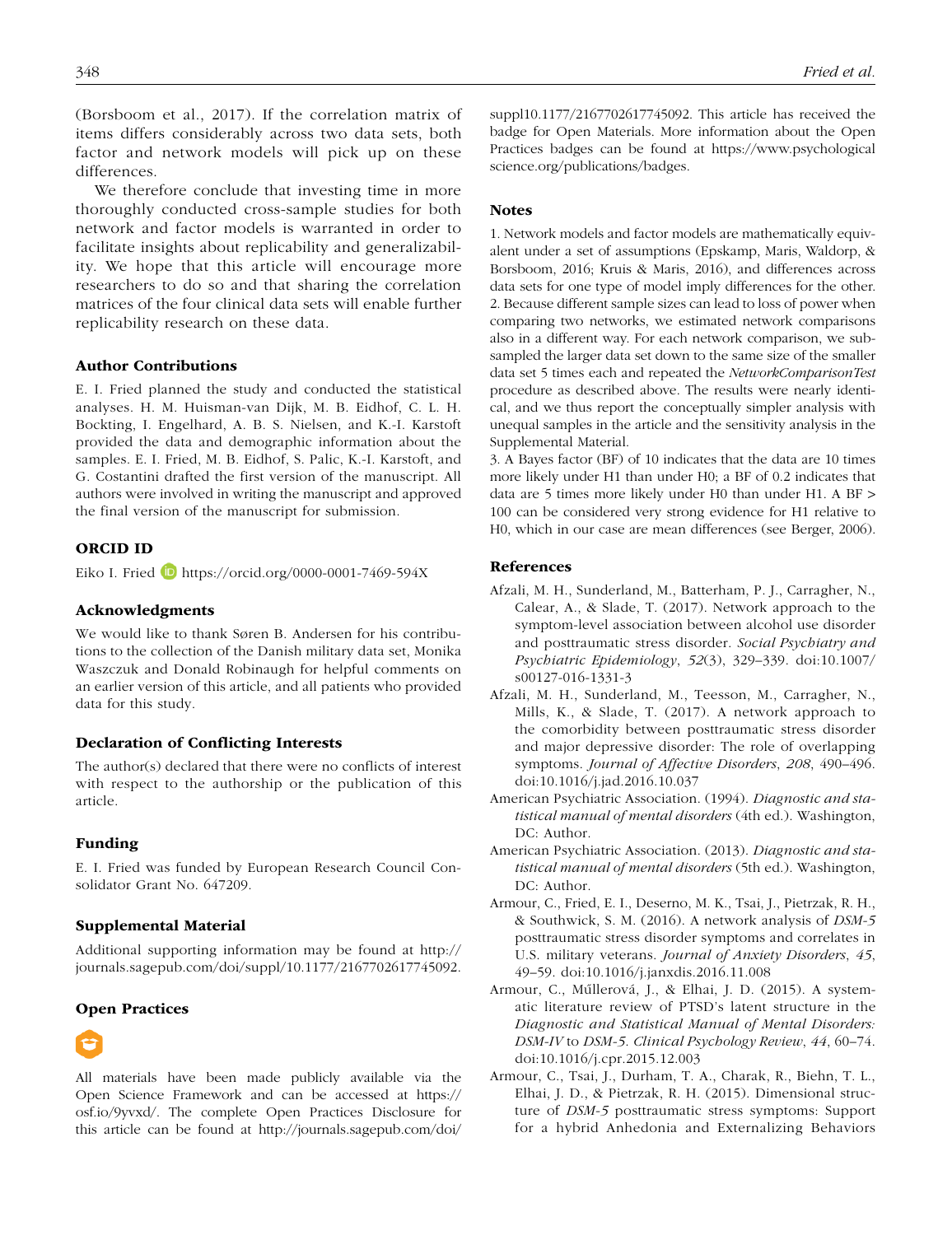(Borsboom et al., 2017). If the correlation matrix of items differs considerably across two data sets, both factor and network models will pick up on these differences.

We therefore conclude that investing time in more thoroughly conducted cross-sample studies for both network and factor models is warranted in order to facilitate insights about replicability and generalizability. We hope that this article will encourage more researchers to do so and that sharing the correlation matrices of the four clinical data sets will enable further replicability research on these data.

### Author Contributions

E. I. Fried planned the study and conducted the statistical analyses. H. M. Huisman-van Dijk, M. B. Eidhof, C. L. H. Bockting, I. Engelhard, A. B. S. Nielsen, and K.-I. Karstoft provided the data and demographic information about the samples. E. I. Fried, M. B. Eidhof, S. Palic, K.-I. Karstoft, and G. Costantini drafted the first version of the manuscript. All authors were involved in writing the manuscript and approved the final version of the manuscript for submission.

### ORCID iD

Eiko I. Fried https://orcid.org/0000-0001-7469-594X

### Acknowledgments

We would like to thank Søren B. Andersen for his contributions to the collection of the Danish military data set, Monika Waszczuk and Donald Robinaugh for helpful comments on an earlier version of this article, and all patients who provided data for this study.

### Declaration of Conflicting Interests

The author(s) declared that there were no conflicts of interest with respect to the authorship or the publication of this article.

### Funding

E. I. Fried was funded by European Research Council Consolidator Grant No. 647209.

### Supplemental Material

Additional supporting information may be found at http://journals.sagepub.com/doi/suppl/10.1177/2167702617745092.

### Open Practices

All materials have been made publicly available via the Open Science Framework and can be accessed at https://osf.io/9yvxd/. The complete Open Practices Disclosure for this article can be found at http://journals.sagepub.com/doi/suppl10.1177/2167702617745092. This article has received the badge for Open Materials. More information about the Open Practices badges can be found at https://www.psychologicalscience.org/publications/badges.

### Notes

1. Network models and factor models are mathematically equivalent under a set of assumptions (Epskamp, Maris, Waldorp, & Borsboom, 2016; Kruis & Maris, 2016), and differences across data sets for one type of model imply differences for the other.
2. Because different sample sizes can lead to loss of power when comparing two networks, we estimated network comparisons also in a different way. For each network comparison, we subsampled the larger data set down to the same size of the smaller data set 5 times each and repeated the *NetworkComparisonTest* procedure as described above. The results were nearly identical, and we thus report the conceptually simpler analysis with unequal samples in the article and the sensitivity analysis in the Supplemental Material.
3. A Bayes factor (BF) of 10 indicates that the data are 10 times more likely under H1 than under H0; a BF of 0.2 indicates that data are 5 times more likely under H0 than under H1. A BF > 100 can be considered very strong evidence for H1 relative to H0, which in our case are mean differences (see Berger, 2006).

### References

Afzali, M. H., Sunderland, M., Batterham, P. J., Carragher, N., Calear, A., & Slade, T. (2017). Network approach to the symptom-level association between alcohol use disorder and posttraumatic stress disorder. *Social Psychiatry and Psychiatric Epidemiology*, *52*(3), 329–339. doi:10.1007/s00127-016-1331-3

Afzali, M. H., Sunderland, M., Teesson, M., Carragher, N., Mills, K., & Slade, T. (2017). A network approach to the comorbidity between posttraumatic stress disorder and major depressive disorder: The role of overlapping symptoms. *Journal of Affective Disorders*, *208*, 490–496. doi:10.1016/j.jad.2016.10.037

American Psychiatric Association. (1994). *Diagnostic and statistical manual of mental disorders* (4th ed.). Washington, DC: Author.

American Psychiatric Association. (2013). *Diagnostic and statistical manual of mental disorders* (5th ed.). Washington, DC: Author.

Armour, C., Fried, E. I., Deserno, M. K., Tsai, J., Pietrzak, R. H., & Southwick, S. M. (2016). A network analysis of *DSM-5* posttraumatic stress disorder symptoms and correlates in U.S. military veterans. *Journal of Anxiety Disorders*, *45*, 49–59. doi:10.1016/j.janxdis.2016.11.008

Armour, C., Műllerová, J., & Elhai, J. D. (2015). A systematic literature review of PTSD's latent structure in the *Diagnostic and Statistical Manual of Mental Disorders: DSM-IV* to *DSM-5*. *Clinical Psychology Review*, *44*, 60–74. doi:10.1016/j.cpr.2015.12.003

Armour, C., Tsai, J., Durham, T. A., Charak, R., Biehn, T. L., Elhai, J. D., & Pietrzak, R. H. (2015). Dimensional structure of *DSM-5* posttraumatic stress symptoms: Support for a hybrid Anhedonia and Externalizing Behaviors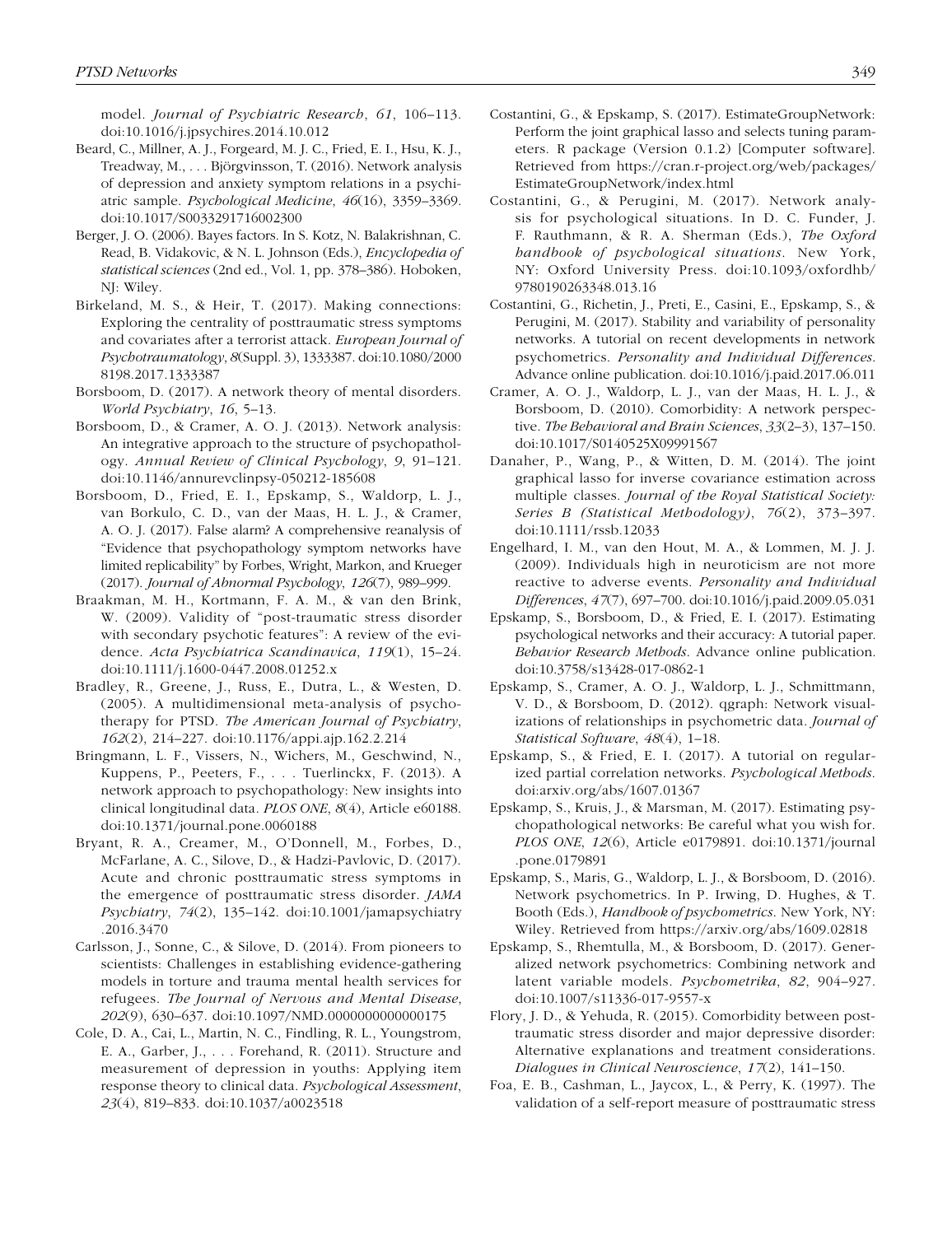model. *Journal of Psychiatric Research*, *61*, 106–113. doi:10.1016/j.jpsychires.2014.10.012

Beard, C., Millner, A. J., Forgeard, M. J. C., Fried, E. I., Hsu, K. J., Treadway, M., . . . Björgvinsson, T. (2016). Network analysis of depression and anxiety symptom relations in a psychiatric sample. *Psychological Medicine*, *46*(16), 3359–3369. doi:10.1017/S0033291716002300

Berger, J. O. (2006). Bayes factors. In S. Kotz, N. Balakrishnan, C. Read, B. Vidakovic, & N. L. Johnson (Eds.), *Encyclopedia of statistical sciences* (2nd ed., Vol. 1, pp. 378–386). Hoboken, NJ: Wiley.

Birkeland, M. S., & Heir, T. (2017). Making connections: Exploring the centrality of posttraumatic stress symptoms and covariates after a terrorist attack. *European Journal of Psychotraumatology*, *8*(Suppl. 3), 1333387. doi:10.1080/20008198.2017.1333387

Borsboom, D. (2017). A network theory of mental disorders. *World Psychiatry*, *16*, 5–13.

Borsboom, D., & Cramer, A. O. J. (2013). Network analysis: An integrative approach to the structure of psychopathology. *Annual Review of Clinical Psychology*, *9*, 91–121. doi:10.1146/annurevclinpsy-050212-185608

Borsboom, D., Fried, E. I., Epskamp, S., Waldorp, L. J., van Borkulo, C. D., van der Maas, H. L. J., & Cramer, A. O. J. (2017). False alarm? A comprehensive reanalysis of "Evidence that psychopathology symptom networks have limited replicability" by Forbes, Wright, Markon, and Krueger (2017). *Journal of Abnormal Psychology*, *126*(7), 989–999.

Braakman, M. H., Kortmann, F. A. M., & van den Brink, W. (2009). Validity of "post-traumatic stress disorder with secondary psychotic features": A review of the evidence. *Acta Psychiatrica Scandinavica*, *119*(1), 15–24. doi:10.1111/j.1600-0447.2008.01252.x

Bradley, R., Greene, J., Russ, E., Dutra, L., & Westen, D. (2005). A multidimensional meta-analysis of psychotherapy for PTSD. *The American Journal of Psychiatry*, *162*(2), 214–227. doi:10.1176/appi.ajp.162.2.214

Bringmann, L. F., Vissers, N., Wichers, M., Geschwind, N., Kuppens, P., Peeters, F., . . . Tuerlinckx, F. (2013). A network approach to psychopathology: New insights into clinical longitudinal data. *PLOS ONE*, *8*(4), Article e60188. doi:10.1371/journal.pone.0060188

Bryant, R. A., Creamer, M., O'Donnell, M., Forbes, D., McFarlane, A. C., Silove, D., & Hadzi-Pavlovic, D. (2017). Acute and chronic posttraumatic stress symptoms in the emergence of posttraumatic stress disorder. *JAMA Psychiatry*, *74*(2), 135–142. doi:10.1001/jamapsychiatry.2016.3470

Carlsson, J., Sonne, C., & Silove, D. (2014). From pioneers to scientists: Challenges in establishing evidence-gathering models in torture and trauma mental health services for refugees. *The Journal of Nervous and Mental Disease*, *202*(9), 630–637. doi:10.1097/NMD.0000000000000175

Cole, D. A., Cai, L., Martin, N. C., Findling, R. L., Youngstrom, E. A., Garber, J., . . . Forehand, R. (2011). Structure and measurement of depression in youths: Applying item response theory to clinical data. *Psychological Assessment*, *23*(4), 819–833. doi:10.1037/a0023518

Costantini, G., & Epskamp, S. (2017). EstimateGroupNetwork: Perform the joint graphical lasso and selects tuning parameters. R package (Version 0.1.2) [Computer software]. Retrieved from https://cran.r-project.org/web/packages/EstimateGroupNetwork/index.html

Costantini, G., & Perugini, M. (2017). Network analysis for psychological situations. In D. C. Funder, J. F. Rauthmann, & R. A. Sherman (Eds.), *The Oxford handbook of psychological situations*. New York, NY: Oxford University Press. doi:10.1093/oxfordhb/9780190263348.013.16

Costantini, G., Richetin, J., Preti, E., Casini, E., Epskamp, S., & Perugini, M. (2017). Stability and variability of personality networks. A tutorial on recent developments in network psychometrics. *Personality and Individual Differences*. Advance online publication. doi:10.1016/j.paid.2017.06.011

Cramer, A. O. J., Waldorp, L. J., van der Maas, H. L. J., & Borsboom, D. (2010). Comorbidity: A network perspective. *The Behavioral and Brain Sciences*, *33*(2–3), 137–150. doi:10.1017/S0140525X09991567

Danaher, P., Wang, P., & Witten, D. M. (2014). The joint graphical lasso for inverse covariance estimation across multiple classes. *Journal of the Royal Statistical Society: Series B (Statistical Methodology)*, *76*(2), 373–397. doi:10.1111/rssb.12033

Engelhard, I. M., van den Hout, M. A., & Lommen, M. J. J. (2009). Individuals high in neuroticism are not more reactive to adverse events. *Personality and Individual Differences*, *47*(7), 697–700. doi:10.1016/j.paid.2009.05.031

Epskamp, S., Borsboom, D., & Fried, E. I. (2017). Estimating psychological networks and their accuracy: A tutorial paper. *Behavior Research Methods*. Advance online publication. doi:10.3758/s13428-017-0862-1

Epskamp, S., Cramer, A. O. J., Waldorp, L. J., Schmittmann, V. D., & Borsboom, D. (2012). qgraph: Network visualizations of relationships in psychometric data. *Journal of Statistical Software*, *48*(4), 1–18.

Epskamp, S., & Fried, E. I. (2017). A tutorial on regularized partial correlation networks. *Psychological Methods*. doi:arxiv.org/abs/1607.01367

Epskamp, S., Kruis, J., & Marsman, M. (2017). Estimating psychopathological networks: Be careful what you wish for. *PLOS ONE*, *12*(6), Article e0179891. doi:10.1371/journal.pone.0179891

Epskamp, S., Maris, G., Waldorp, L. J., & Borsboom, D. (2016). Network psychometrics. In P. Irwing, D. Hughes, & T. Booth (Eds.), *Handbook of psychometrics*. New York, NY: Wiley. Retrieved from https://arxiv.org/abs/1609.02818

Epskamp, S., Rhemtulla, M., & Borsboom, D. (2017). Generalized network psychometrics: Combining network and latent variable models. *Psychometrika*, *82*, 904–927. doi:10.1007/s11336-017-9557-x

Flory, J. D., & Yehuda, R. (2015). Comorbidity between posttraumatic stress disorder and major depressive disorder: Alternative explanations and treatment considerations. *Dialogues in Clinical Neuroscience*, *17*(2), 141–150.

Foa, E. B., Cashman, L., Jaycox, L., & Perry, K. (1997). The validation of a self-report measure of posttraumatic stress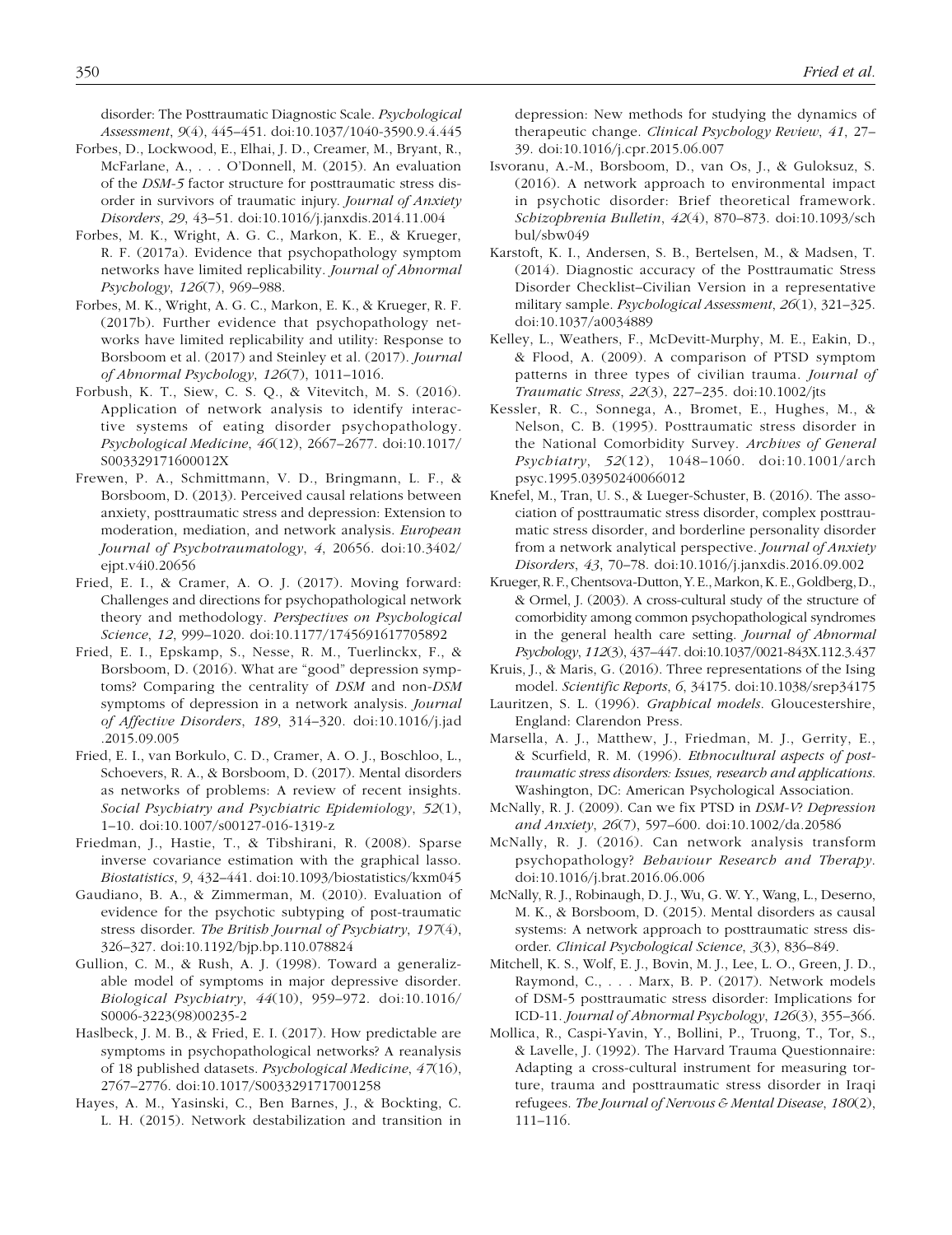disorder: The Posttraumatic Diagnostic Scale. *Psychological Assessment*, *9*(4), 445–451. doi:10.1037/1040-3590.9.4.445

Forbes, D., Lockwood, E., Elhai, J. D., Creamer, M., Bryant, R., McFarlane, A., . . . O'Donnell, M. (2015). An evaluation of the *DSM-5* factor structure for posttraumatic stress disorder in survivors of traumatic injury. *Journal of Anxiety Disorders*, *29*, 43–51. doi:10.1016/j.janxdis.2014.11.004

Forbes, M. K., Wright, A. G. C., Markon, K. E., & Krueger, R. F. (2017a). Evidence that psychopathology symptom networks have limited replicability. *Journal of Abnormal Psychology*, *126*(7), 969–988.

Forbes, M. K., Wright, A. G. C., Markon, E. K., & Krueger, R. F. (2017b). Further evidence that psychopathology networks have limited replicability and utility: Response to Borsboom et al. (2017) and Steinley et al. (2017). *Journal of Abnormal Psychology*, *126*(7), 1011–1016.

Forbush, K. T., Siew, C. S. Q., & Vitevitch, M. S. (2016). Application of network analysis to identify interactive systems of eating disorder psychopathology. *Psychological Medicine*, *46*(12), 2667–2677. doi:10.1017/S003329171600012X

Frewen, P. A., Schmittmann, V. D., Bringmann, L. F., & Borsboom, D. (2013). Perceived causal relations between anxiety, posttraumatic stress and depression: Extension to moderation, mediation, and network analysis. *European Journal of Psychotraumatology*, *4*, 20656. doi:10.3402/ejpt.v4i0.20656

Fried, E. I., & Cramer, A. O. J. (2017). Moving forward: Challenges and directions for psychopathological network theory and methodology. *Perspectives on Psychological Science*, *12*, 999–1020. doi:10.1177/1745691617705892

Fried, E. I., Epskamp, S., Nesse, R. M., Tuerlinckx, F., & Borsboom, D. (2016). What are "good" depression symptoms? Comparing the centrality of *DSM* and non-*DSM* symptoms of depression in a network analysis. *Journal of Affective Disorders*, *189*, 314–320. doi:10.1016/j.jad.2015.09.005

Fried, E. I., van Borkulo, C. D., Cramer, A. O. J., Boschloo, L., Schoevers, R. A., & Borsboom, D. (2017). Mental disorders as networks of problems: A review of recent insights. *Social Psychiatry and Psychiatric Epidemiology*, *52*(1), 1–10. doi:10.1007/s00127-016-1319-z

Friedman, J., Hastie, T., & Tibshirani, R. (2008). Sparse inverse covariance estimation with the graphical lasso. *Biostatistics*, *9*, 432–441. doi:10.1093/biostatistics/kxm045

Gaudiano, B. A., & Zimmerman, M. (2010). Evaluation of evidence for the psychotic subtyping of post-traumatic stress disorder. *The British Journal of Psychiatry*, *197*(4), 326–327. doi:10.1192/bjp.bp.110.078824

Gullion, C. M., & Rush, A. J. (1998). Toward a generalizable model of symptoms in major depressive disorder. *Biological Psychiatry*, *44*(10), 959–972. doi:10.1016/S0006-3223(98)00235-2

Haslbeck, J. M. B., & Fried, E. I. (2017). How predictable are symptoms in psychopathological networks? A reanalysis of 18 published datasets. *Psychological Medicine*, *47*(16), 2767–2776. doi:10.1017/S0033291717001258

Hayes, A. M., Yasinski, C., Ben Barnes, J., & Bockting, C. L. H. (2015). Network destabilization and transition in depression: New methods for studying the dynamics of therapeutic change. *Clinical Psychology Review*, *41*, 27–39. doi:10.1016/j.cpr.2015.06.007

Isvoranu, A.-M., Borsboom, D., van Os, J., & Guloksuz, S. (2016). A network approach to environmental impact in psychotic disorder: Brief theoretical framework. *Schizophrenia Bulletin*, *42*(4), 870–873. doi:10.1093/schbul/sbw049

Karstoft, K. I., Andersen, S. B., Bertelsen, M., & Madsen, T. (2014). Diagnostic accuracy of the Posttraumatic Stress Disorder Checklist–Civilian Version in a representative military sample. *Psychological Assessment*, *26*(1), 321–325. doi:10.1037/a0034889

Kelley, L., Weathers, F., McDevitt-Murphy, M. E., Eakin, D., & Flood, A. (2009). A comparison of PTSD symptom patterns in three types of civilian trauma. *Journal of Traumatic Stress*, *22*(3), 227–235. doi:10.1002/jts

Kessler, R. C., Sonnega, A., Bromet, E., Hughes, M., & Nelson, C. B. (1995). Posttraumatic stress disorder in the National Comorbidity Survey. *Archives of General Psychiatry*, *52*(12), 1048–1060. doi:10.1001/archpsyc.1995.03950240066012

Knefel, M., Tran, U. S., & Lueger-Schuster, B. (2016). The association of posttraumatic stress disorder, complex posttraumatic stress disorder, and borderline personality disorder from a network analytical perspective. *Journal of Anxiety Disorders*, *43*, 70–78. doi:10.1016/j.janxdis.2016.09.002

Krueger, R. F., Chentsova-Dutton, Y. E., Markon, K. E., Goldberg, D., & Ormel, J. (2003). A cross-cultural study of the structure of comorbidity among common psychopathological syndromes in the general health care setting. *Journal of Abnormal Psychology*, *112*(3), 437–447. doi:10.1037/0021-843X.112.3.437

Kruis, J., & Maris, G. (2016). Three representations of the Ising model. *Scientific Reports*, *6*, 34175. doi:10.1038/srep34175

Lauritzen, S. L. (1996). *Graphical models*. Gloucestershire, England: Clarendon Press.

Marsella, A. J., Matthew, J., Friedman, M. J., Gerrity, E., & Scurfield, R. M. (1996). *Ethnocultural aspects of posttraumatic stress disorders: Issues, research and applications*. Washington, DC: American Psychological Association.

McNally, R. J. (2009). Can we fix PTSD in *DSM-V*? *Depression and Anxiety*, *26*(7), 597–600. doi:10.1002/da.20586

McNally, R. J. (2016). Can network analysis transform psychopathology? *Behaviour Research and Therapy*. doi:10.1016/j.brat.2016.06.006

McNally, R. J., Robinaugh, D. J., Wu, G. W. Y., Wang, L., Deserno, M. K., & Borsboom, D. (2015). Mental disorders as causal systems: A network approach to posttraumatic stress disorder. *Clinical Psychological Science*, *3*(3), 836–849.

Mitchell, K. S., Wolf, E. J., Bovin, M. J., Lee, L. O., Green, J. D., Raymond, C., . . . Marx, B. P. (2017). Network models of DSM-5 posttraumatic stress disorder: Implications for ICD-11. *Journal of Abnormal Psychology*, *126*(3), 355–366.

Mollica, R., Caspi-Yavin, Y., Bollini, P., Truong, T., Tor, S., & Lavelle, J. (1992). The Harvard Trauma Questionnaire: Adapting a cross-cultural instrument for measuring torture, trauma and posttraumatic stress disorder in Iraqi refugees. *The Journal of Nervous & Mental Disease*, *180*(2), 111–116.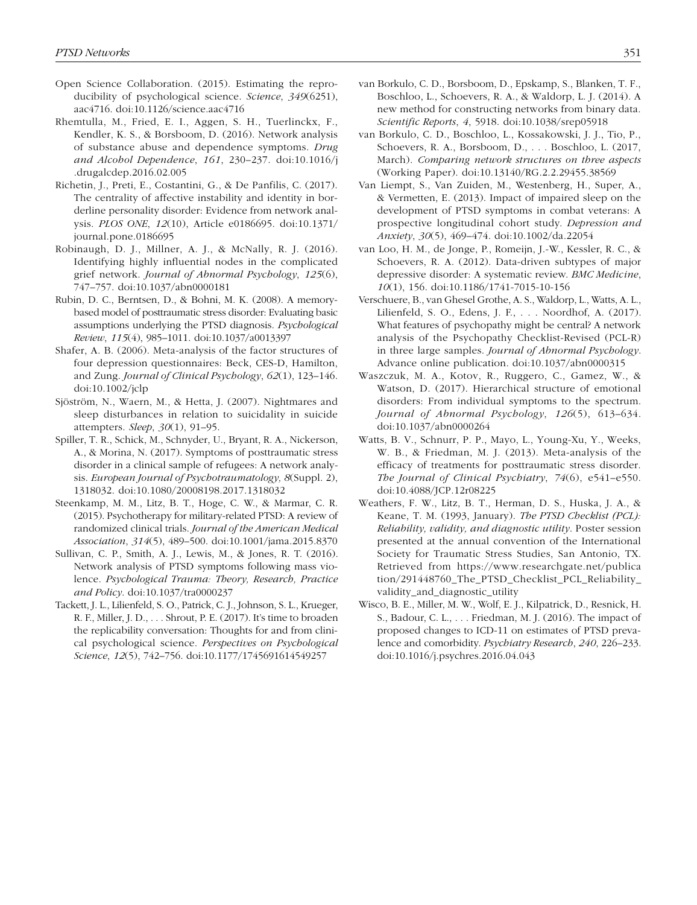Open Science Collaboration. (2015). Estimating the reproducibility of psychological science. *Science*, *349*(6251), aac4716. doi:10.1126/science.aac4716

Rhemtulla, M., Fried, E. I., Aggen, S. H., Tuerlinckx, F., Kendler, K. S., & Borsboom, D. (2016). Network analysis of substance abuse and dependence symptoms. *Drug and Alcohol Dependence*, *161*, 230–237. doi:10.1016/j.drugalcdep.2016.02.005

Richetin, J., Preti, E., Costantini, G., & De Panfilis, C. (2017). The centrality of affective instability and identity in borderline personality disorder: Evidence from network analysis. *PLOS ONE*, *12*(10), Article e0186695. doi:10.1371/journal.pone.0186695

Robinaugh, D. J., Millner, A. J., & McNally, R. J. (2016). Identifying highly influential nodes in the complicated grief network. *Journal of Abnormal Psychology*, *125*(6), 747–757. doi:10.1037/abn0000181

Rubin, D. C., Berntsen, D., & Bohni, M. K. (2008). A memory-based model of posttraumatic stress disorder: Evaluating basic assumptions underlying the PTSD diagnosis. *Psychological Review*, *115*(4), 985–1011. doi:10.1037/a0013397

Shafer, A. B. (2006). Meta-analysis of the factor structures of four depression questionnaires: Beck, CES-D, Hamilton, and Zung. *Journal of Clinical Psychology*, *62*(1), 123–146. doi:10.1002/jclp

Sjöström, N., Waern, M., & Hetta, J. (2007). Nightmares and sleep disturbances in relation to suicidality in suicide attempters. *Sleep*, *30*(1), 91–95.

Spiller, T. R., Schick, M., Schnyder, U., Bryant, R. A., Nickerson, A., & Morina, N. (2017). Symptoms of posttraumatic stress disorder in a clinical sample of refugees: A network analysis. *European Journal of Psychotraumatology*, *8*(Suppl. 2), 1318032. doi:10.1080/20008198.2017.1318032

Steenkamp, M. M., Litz, B. T., Hoge, C. W., & Marmar, C. R. (2015). Psychotherapy for military-related PTSD: A review of randomized clinical trials. *Journal of the American Medical Association*, *314*(5), 489–500. doi:10.1001/jama.2015.8370

Sullivan, C. P., Smith, A. J., Lewis, M., & Jones, R. T. (2016). Network analysis of PTSD symptoms following mass violence. *Psychological Trauma: Theory, Research, Practice and Policy*. doi:10.1037/tra0000237

Tackett, J. L., Lilienfeld, S. O., Patrick, C. J., Johnson, S. L., Krueger, R. F., Miller, J. D., . . . Shrout, P. E. (2017). It's time to broaden the replicability conversation: Thoughts for and from clinical psychological science. *Perspectives on Psychological Science*, *12*(5), 742–756. doi:10.1177/1745691614549257

van Borkulo, C. D., Borsboom, D., Epskamp, S., Blanken, T. F., Boschloo, L., Schoevers, R. A., & Waldorp, L. J. (2014). A new method for constructing networks from binary data. *Scientific Reports*, *4*, 5918. doi:10.1038/srep05918

van Borkulo, C. D., Boschloo, L., Kossakowski, J. J., Tio, P., Schoevers, R. A., Borsboom, D., . . . Boschloo, L. (2017, March). *Comparing network structures on three aspects* (Working Paper). doi:10.13140/RG.2.2.29455.38569

Van Liempt, S., Van Zuiden, M., Westenberg, H., Super, A., & Vermetten, E. (2013). Impact of impaired sleep on the development of PTSD symptoms in combat veterans: A prospective longitudinal cohort study. *Depression and Anxiety*, *30*(5), 469–474. doi:10.1002/da.22054

van Loo, H. M., de Jonge, P., Romeijn, J.-W., Kessler, R. C., & Schoevers, R. A. (2012). Data-driven subtypes of major depressive disorder: A systematic review. *BMC Medicine*, *10*(1), 156. doi:10.1186/1741-7015-10-156

Verschuere, B., van Ghesel Grothe, A. S., Waldorp, L., Watts, A. L., Lilienfeld, S. O., Edens, J. F., . . . Noordhof, A. (2017). What features of psychopathy might be central? A network analysis of the Psychopathy Checklist-Revised (PCL-R) in three large samples. *Journal of Abnormal Psychology*. Advance online publication. doi:10.1037/abn0000315

Waszczuk, M. A., Kotov, R., Ruggero, C., Gamez, W., & Watson, D. (2017). Hierarchical structure of emotional disorders: From individual symptoms to the spectrum. *Journal of Abnormal Psychology*, *126*(5), 613–634. doi:10.1037/abn0000264

Watts, B. V., Schnurr, P. P., Mayo, L., Young-Xu, Y., Weeks, W. B., & Friedman, M. J. (2013). Meta-analysis of the efficacy of treatments for posttraumatic stress disorder. *The Journal of Clinical Psychiatry*, *74*(6), e541–e550. doi:10.4088/JCP.12r08225

Weathers, F. W., Litz, B. T., Herman, D. S., Huska, J. A., & Keane, T. M. (1993, January). *The PTSD Checklist (PCL): Reliability, validity, and diagnostic utility*. Poster session presented at the annual convention of the International Society for Traumatic Stress Studies, San Antonio, TX. Retrieved from https://www.researchgate.net/publication/291448760_The_PTSD_Checklist_PCL_Reliability_validity_and_diagnostic_utility

Wisco, B. E., Miller, M. W., Wolf, E. J., Kilpatrick, D., Resnick, H. S., Badour, C. L., . . . Friedman, M. J. (2016). The impact of proposed changes to ICD-11 on estimates of PTSD prevalence and comorbidity. *Psychiatry Research*, *240*, 226–233. doi:10.1016/j.psychres.2016.04.043